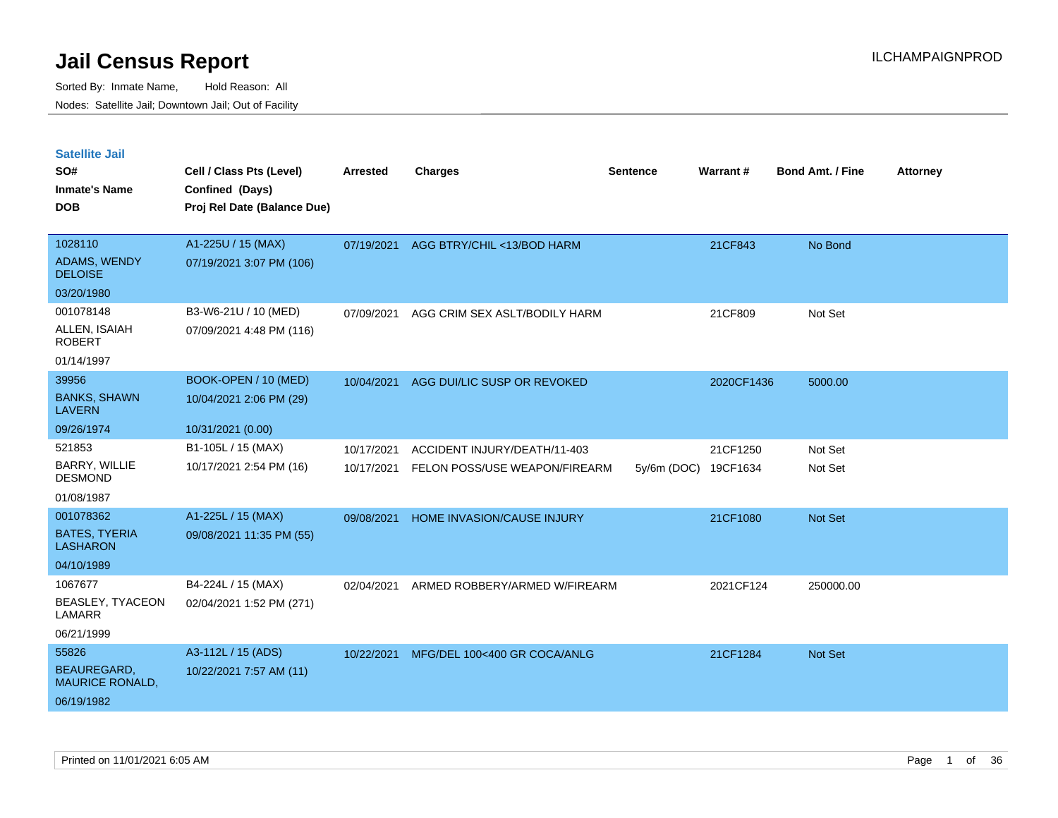# Jail Census Report

ILCHAMPAIGNPROD

Sorted By: Inmate Name, Hold Reason: All

Nodes: Satellite Jail; Downtown Jail; Out of Facility

## Satellite Jail

| SO# / Inmate's Name / DOB | Cell / Class Pts (Level) / Confined (Days) / Proj Rel Date (Balance Due) | Arrested | Charges | Sentence | Warrant # | Bond Amt. / Fine | Attorney |
|---|---|---|---|---|---|---|---|
| 1028110<br>ADAMS, WENDY DELOISE<br>03/20/1980 | A1-225U / 15 (MAX)<br>07/19/2021 3:07 PM (106) | 07/19/2021 | AGG BTRY/CHIL <13/BOD HARM | | 21CF843 | No Bond | |
| 001078148<br>ALLEN, ISAIAH ROBERT<br>01/14/1997 | B3-W6-21U / 10 (MED)<br>07/09/2021 4:48 PM (116) | 07/09/2021 | AGG CRIM SEX ASLT/BODILY HARM | | 21CF809 | Not Set | |
| 39956<br>BANKS, SHAWN LAVERN<br>09/26/1974 | BOOK-OPEN / 10 (MED)<br>10/04/2021 2:06 PM (29)<br>10/31/2021 (0.00) | 10/04/2021 | AGG DUI/LIC SUSP OR REVOKED | | 2020CF1436 | 5000.00 | |
| 521853<br>BARRY, WILLIE DESMOND<br>01/08/1987 | B1-105L / 15 (MAX)<br>10/17/2021 2:54 PM (16) | 10/17/2021 | ACCIDENT INJURY/DEATH/11-403 | | 21CF1250 | Not Set | |
| | | 10/17/2021 | FELON POSS/USE WEAPON/FIREARM | 5y/6m (DOC) | 19CF1634 | Not Set | |
| 001078362<br>BATES, TYERIA LASHARON<br>04/10/1989 | A1-225L / 15 (MAX)<br>09/08/2021 11:35 PM (55) | 09/08/2021 | HOME INVASION/CAUSE INJURY | | 21CF1080 | Not Set | |
| 1067677<br>BEASLEY, TYACEON LAMARR<br>06/21/1999 | B4-224L / 15 (MAX)<br>02/04/2021 1:52 PM (271) | 02/04/2021 | ARMED ROBBERY/ARMED W/FIREARM | | 2021CF124 | 250000.00 | |
| 55826<br>BEAUREGARD, MAURICE RONALD,<br>06/19/1982 | A3-112L / 15 (ADS)<br>10/22/2021 7:57 AM (11) | 10/22/2021 | MFG/DEL 100<400 GR COCA/ANLG | | 21CF1284 | Not Set | |

Printed on 11/01/2021 6:05 AM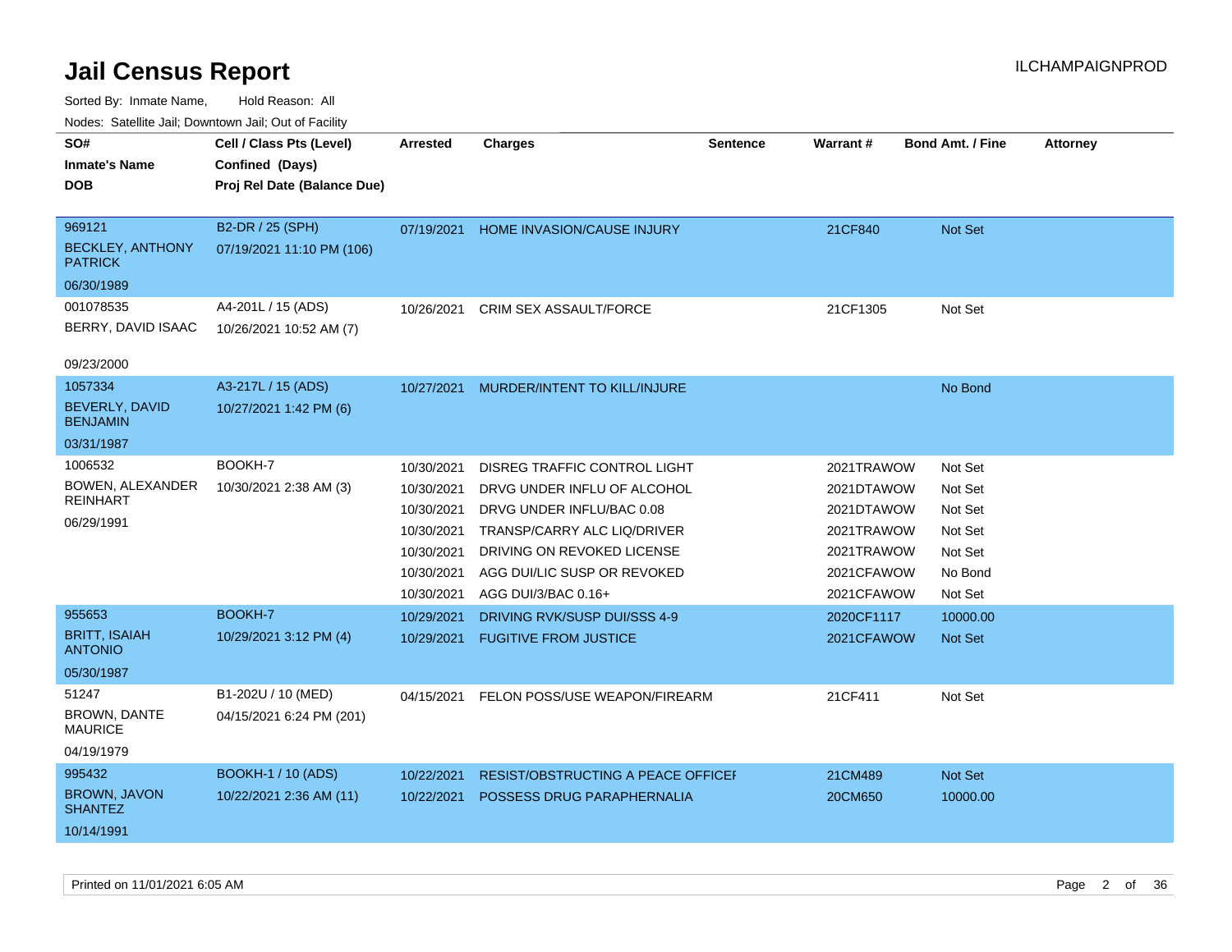# Jail Census Report

ILCHAMPAIGNPROD

Sorted By: Inmate Name, Hold Reason: All

Nodes: Satellite Jail; Downtown Jail; Out of Facility

| SO# / Inmate's Name / DOB | Cell / Class Pts (Level) / Confined (Days) / Proj Rel Date (Balance Due) | Arrested | Charges | Sentence | Warrant # | Bond Amt. / Fine | Attorney |
|---|---|---|---|---|---|---|---|
| 969121<br>BECKLEY, ANTHONY PATRICK<br>06/30/1989 | B2-DR / 25 (SPH)<br>07/19/2021 11:10 PM (106) | 07/19/2021 | HOME INVASION/CAUSE INJURY | | 21CF840 | Not Set | |
| 001078535<br>BERRY, DAVID ISAAC<br>09/23/2000 | A4-201L / 15 (ADS)<br>10/26/2021 10:52 AM (7) | 10/26/2021 | CRIM SEX ASSAULT/FORCE | | 21CF1305 | Not Set | |
| 1057334<br>BEVERLY, DAVID BENJAMIN<br>03/31/1987 | A3-217L / 15 (ADS)<br>10/27/2021 1:42 PM (6) | 10/27/2021 | MURDER/INTENT TO KILL/INJURE | | | No Bond | |
| 1006532<br>BOWEN, ALEXANDER REINHART<br>06/29/1991 | BOOKH-7<br>10/30/2021 2:38 AM (3) | 10/30/2021 | DISREG TRAFFIC CONTROL LIGHT | | 2021TRAWOW | Not Set | |
| | | 10/30/2021 | DRVG UNDER INFLU OF ALCOHOL | | 2021DTAWOW | Not Set | |
| | | 10/30/2021 | DRVG UNDER INFLU/BAC 0.08 | | 2021DTAWOW | Not Set | |
| | | 10/30/2021 | TRANSP/CARRY ALC LIQ/DRIVER | | 2021TRAWOW | Not Set | |
| | | 10/30/2021 | DRIVING ON REVOKED LICENSE | | 2021TRAWOW | Not Set | |
| | | 10/30/2021 | AGG DUI/LIC SUSP OR REVOKED | | 2021CFAWOW | No Bond | |
| | | 10/30/2021 | AGG DUI/3/BAC 0.16+ | | 2021CFAWOW | Not Set | |
| 955653<br>BRITT, ISAIAH ANTONIO<br>05/30/1987 | BOOKH-7<br>10/29/2021 3:12 PM (4) | 10/29/2021 | DRIVING RVK/SUSP DUI/SSS 4-9 | | 2020CF1117 | 10000.00 | |
| | | 10/29/2021 | FUGITIVE FROM JUSTICE | | 2021CFAWOW | Not Set | |
| 51247<br>BROWN, DANTE MAURICE<br>04/19/1979 | B1-202U / 10 (MED)<br>04/15/2021 6:24 PM (201) | 04/15/2021 | FELON POSS/USE WEAPON/FIREARM | | 21CF411 | Not Set | |
| 995432<br>BROWN, JAVON SHANTEZ<br>10/14/1991 | BOOKH-1 / 10 (ADS)<br>10/22/2021 2:36 AM (11) | 10/22/2021 | RESIST/OBSTRUCTING A PEACE OFFICEI | | 21CM489 | Not Set | |
| | | 10/22/2021 | POSSESS DRUG PARAPHERNALIA | | 20CM650 | 10000.00 | |

Printed on 11/01/2021 6:05 AM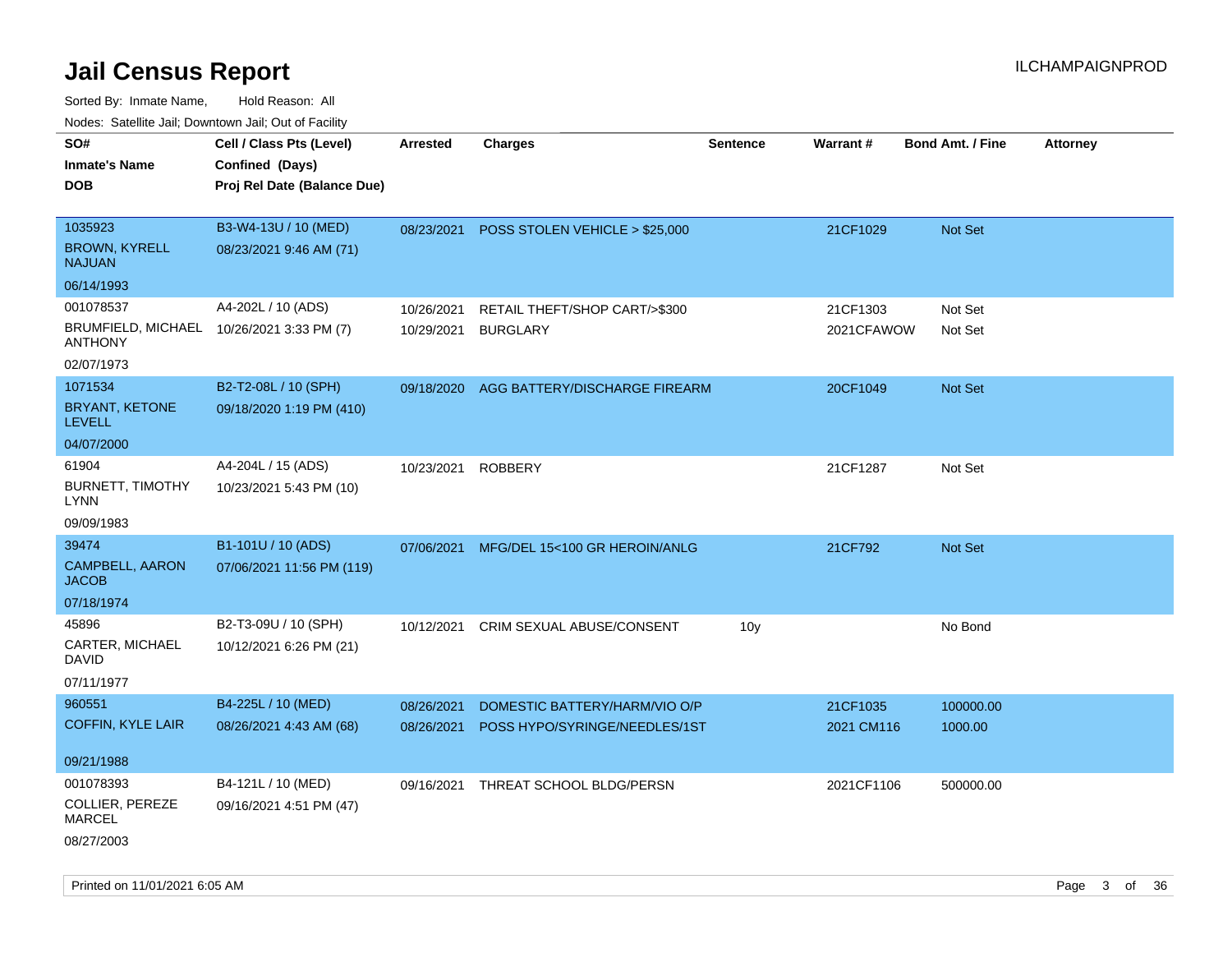# Jail Census Report

ILCHAMPAIGNPROD

Sorted By: Inmate Name, Hold Reason: All

Nodes: Satellite Jail; Downtown Jail; Out of Facility

| SO# / Inmate's Name / DOB | Cell / Class Pts (Level) / Confined (Days) / Proj Rel Date (Balance Due) | Arrested | Charges | Sentence | Warrant # | Bond Amt. / Fine | Attorney |
|---|---|---|---|---|---|---|---|
| 1035923<br>BROWN, KYRELL NAJUAN<br>06/14/1993 | B3-W4-13U / 10 (MED)<br>08/23/2021 9:46 AM (71) | 08/23/2021 | POSS STOLEN VEHICLE > $25,000 | | 21CF1029 | Not Set | |
| 001078537<br>BRUMFIELD, MICHAEL ANTHONY<br>02/07/1973 | A4-202L / 10 (ADS)<br>10/26/2021 3:33 PM (7) | 10/26/2021<br>10/29/2021 | RETAIL THEFT/SHOP CART/>$300<br>BURGLARY | | 21CF1303<br>2021CFAWOW | Not Set<br>Not Set | |
| 1071534<br>BRYANT, KETONE LEVELL<br>04/07/2000 | B2-T2-08L / 10 (SPH)<br>09/18/2020 1:19 PM (410) | 09/18/2020 | AGG BATTERY/DISCHARGE FIREARM | | 20CF1049 | Not Set | |
| 61904<br>BURNETT, TIMOTHY LYNN<br>09/09/1983 | A4-204L / 15 (ADS)<br>10/23/2021 5:43 PM (10) | 10/23/2021 | ROBBERY | | 21CF1287 | Not Set | |
| 39474<br>CAMPBELL, AARON JACOB<br>07/18/1974 | B1-101U / 10 (ADS)<br>07/06/2021 11:56 PM (119) | 07/06/2021 | MFG/DEL 15<100 GR HEROIN/ANLG | | 21CF792 | Not Set | |
| 45896<br>CARTER, MICHAEL DAVID<br>07/11/1977 | B2-T3-09U / 10 (SPH)<br>10/12/2021 6:26 PM (21) | 10/12/2021 | CRIM SEXUAL ABUSE/CONSENT | 10y | | No Bond | |
| 960551<br>COFFIN, KYLE LAIR<br>09/21/1988 | B4-225L / 10 (MED)<br>08/26/2021 4:43 AM (68) | 08/26/2021<br>08/26/2021 | DOMESTIC BATTERY/HARM/VIO O/P<br>POSS HYPO/SYRINGE/NEEDLES/1ST | | 21CF1035<br>2021 CM116 | 100000.00<br>1000.00 | |
| 001078393<br>COLLIER, PEREZE MARCEL<br>08/27/2003 | B4-121L / 10 (MED)<br>09/16/2021 4:51 PM (47) | 09/16/2021 | THREAT SCHOOL BLDG/PERSN | | 2021CF1106 | 500000.00 | |

Printed on 11/01/2021 6:05 AM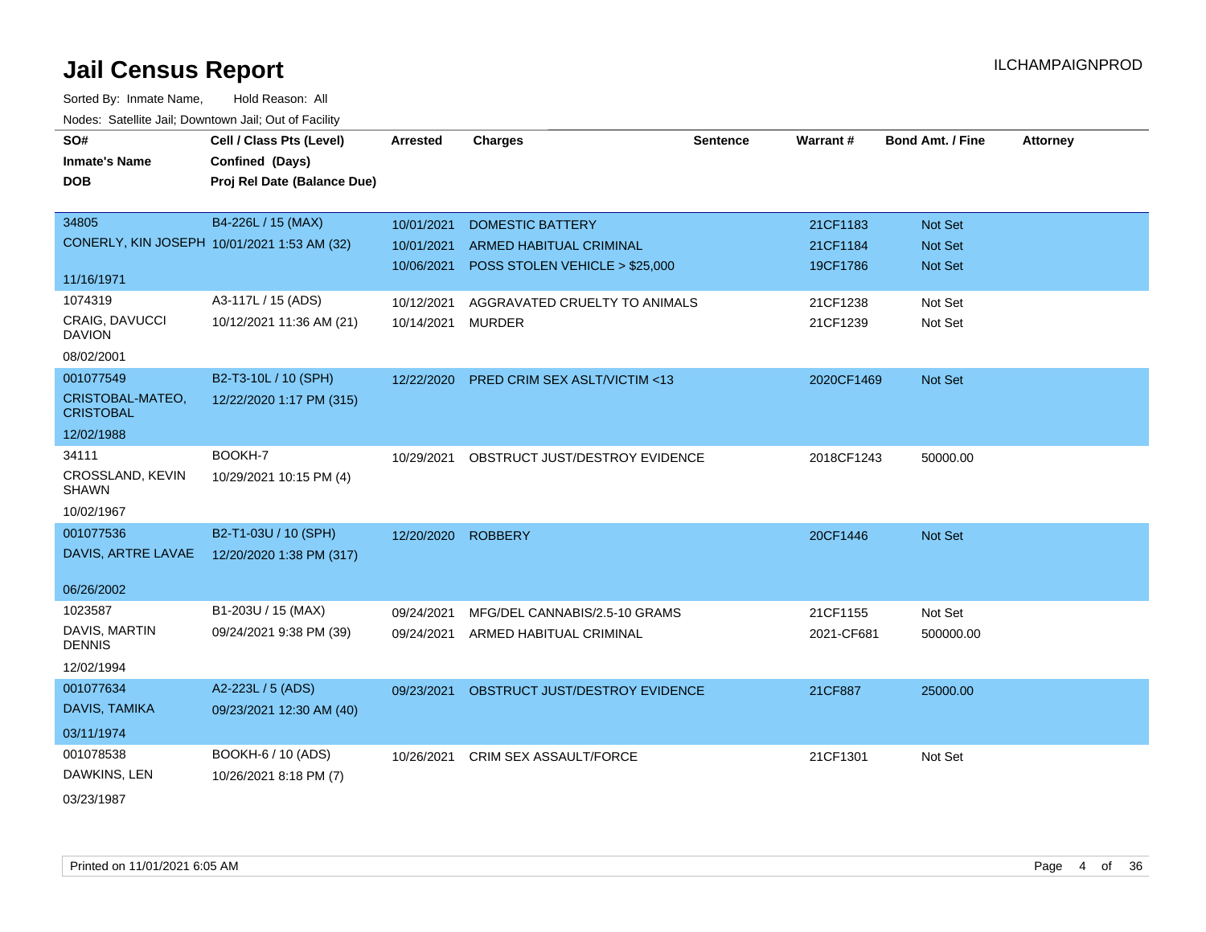# Jail Census Report

ILCHAMPAIGNPROD

Sorted By: Inmate Name, Hold Reason: All

Nodes: Satellite Jail; Downtown Jail; Out of Facility

| SO# / Inmate's Name / DOB | Cell / Class Pts (Level) / Confined (Days) / Proj Rel Date (Balance Due) | Arrested | Charges | Sentence | Warrant # | Bond Amt. / Fine | Attorney |
|---|---|---|---|---|---|---|---|
| 34805<br>CONERLY, KIN JOSEPH<br>11/16/1971 | B4-226L / 15 (MAX)<br>10/01/2021 1:53 AM (32) | 10/01/2021<br>10/01/2021<br>10/06/2021 | DOMESTIC BATTERY<br>ARMED HABITUAL CRIMINAL<br>POSS STOLEN VEHICLE > $25,000 | | 21CF1183<br>21CF1184<br>19CF1786 | Not Set<br>Not Set<br>Not Set | |
| 1074319<br>CRAIG, DAVUCCI DAVION<br>08/02/2001 | A3-117L / 15 (ADS)<br>10/12/2021 11:36 AM (21) | 10/12/2021<br>10/14/2021 | AGGRAVATED CRUELTY TO ANIMALS<br>MURDER | | 21CF1238<br>21CF1239 | Not Set<br>Not Set | |
| 001077549<br>CRISTOBAL-MATEO, CRISTOBAL<br>12/02/1988 | B2-T3-10L / 10 (SPH)<br>12/22/2020 1:17 PM (315) | 12/22/2020 | PRED CRIM SEX ASLT/VICTIM <13 | | 2020CF1469 | Not Set | |
| 34111<br>CROSSLAND, KEVIN SHAWN<br>10/02/1967 | BOOKH-7<br>10/29/2021 10:15 PM (4) | 10/29/2021 | OBSTRUCT JUST/DESTROY EVIDENCE | | 2018CF1243 | 50000.00 | |
| 001077536<br>DAVIS, ARTRE LAVAE<br>06/26/2002 | B2-T1-03U / 10 (SPH)<br>12/20/2020 1:38 PM (317) | 12/20/2020 | ROBBERY | | 20CF1446 | Not Set | |
| 1023587<br>DAVIS, MARTIN DENNIS<br>12/02/1994 | B1-203U / 15 (MAX)<br>09/24/2021 9:38 PM (39) | 09/24/2021<br>09/24/2021 | MFG/DEL CANNABIS/2.5-10 GRAMS<br>ARMED HABITUAL CRIMINAL | | 21CF1155<br>2021-CF681 | Not Set<br>500000.00 | |
| 001077634<br>DAVIS, TAMIKA<br>03/11/1974 | A2-223L / 5 (ADS)<br>09/23/2021 12:30 AM (40) | 09/23/2021 | OBSTRUCT JUST/DESTROY EVIDENCE | | 21CF887 | 25000.00 | |
| 001078538<br>DAWKINS, LEN<br>03/23/1987 | BOOKH-6 / 10 (ADS)<br>10/26/2021 8:18 PM (7) | 10/26/2021 | CRIM SEX ASSAULT/FORCE | | 21CF1301 | Not Set | |

Printed on 11/01/2021 6:05 AM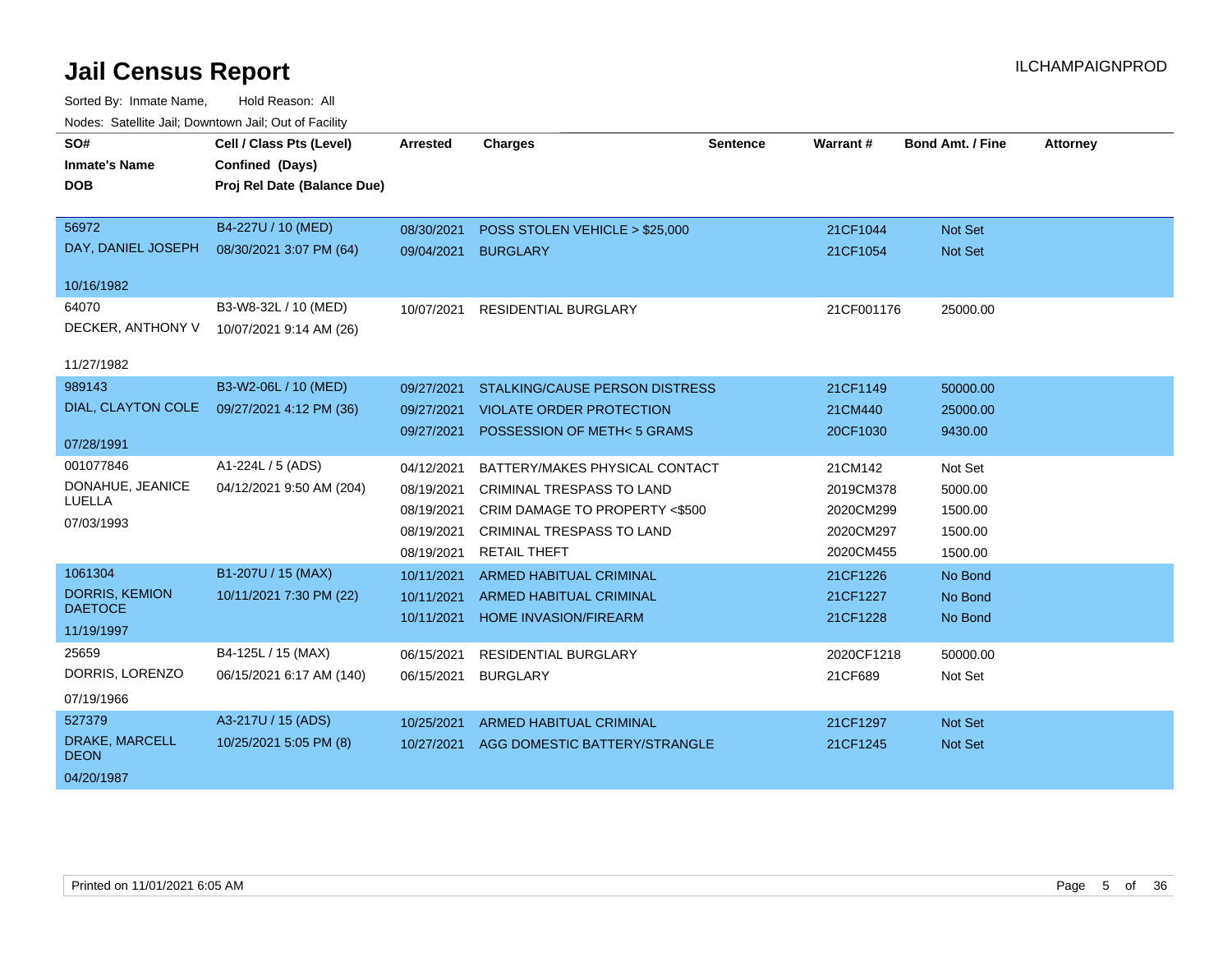# Jail Census Report

ILCHAMPAIGNPROD

Sorted By: Inmate Name, Hold Reason: All

Nodes: Satellite Jail; Downtown Jail; Out of Facility

| SO# / Inmate's Name / DOB | Cell / Class Pts (Level) / Confined (Days) / Proj Rel Date (Balance Due) | Arrested | Charges | Sentence | Warrant # | Bond Amt. / Fine | Attorney |
|---|---|---|---|---|---|---|---|
| 56972 DAY, DANIEL JOSEPH 10/16/1982 | B4-227U / 10 (MED) 08/30/2021 3:07 PM (64) | 08/30/2021 | POSS STOLEN VEHICLE > $25,000 | | 21CF1044 | Not Set | |
| | | 09/04/2021 | BURGLARY | | 21CF1054 | Not Set | |
| 64070 DECKER, ANTHONY V 11/27/1982 | B3-W8-32L / 10 (MED) 10/07/2021 9:14 AM (26) | 10/07/2021 | RESIDENTIAL BURGLARY | | 21CF001176 | 25000.00 | |
| 989143 DIAL, CLAYTON COLE 07/28/1991 | B3-W2-06L / 10 (MED) 09/27/2021 4:12 PM (36) | 09/27/2021 | STALKING/CAUSE PERSON DISTRESS | | 21CF1149 | 50000.00 | |
| | | 09/27/2021 | VIOLATE ORDER PROTECTION | | 21CM440 | 25000.00 | |
| | | 09/27/2021 | POSSESSION OF METH< 5 GRAMS | | 20CF1030 | 9430.00 | |
| 001077846 DONAHUE, JEANICE LUELLA 07/03/1993 | A1-224L / 5 (ADS) 04/12/2021 9:50 AM (204) | 04/12/2021 | BATTERY/MAKES PHYSICAL CONTACT | | 21CM142 | Not Set | |
| | | 08/19/2021 | CRIMINAL TRESPASS TO LAND | | 2019CM378 | 5000.00 | |
| | | 08/19/2021 | CRIM DAMAGE TO PROPERTY <$500 | | 2020CM299 | 1500.00 | |
| | | 08/19/2021 | CRIMINAL TRESPASS TO LAND | | 2020CM297 | 1500.00 | |
| | | 08/19/2021 | RETAIL THEFT | | 2020CM455 | 1500.00 | |
| 1061304 DORRIS, KEMION DAETOCE 11/19/1997 | B1-207U / 15 (MAX) 10/11/2021 7:30 PM (22) | 10/11/2021 | ARMED HABITUAL CRIMINAL | | 21CF1226 | No Bond | |
| | | 10/11/2021 | ARMED HABITUAL CRIMINAL | | 21CF1227 | No Bond | |
| | | 10/11/2021 | HOME INVASION/FIREARM | | 21CF1228 | No Bond | |
| 25659 DORRIS, LORENZO 07/19/1966 | B4-125L / 15 (MAX) 06/15/2021 6:17 AM (140) | 06/15/2021 | RESIDENTIAL BURGLARY | | 2020CF1218 | 50000.00 | |
| | | 06/15/2021 | BURGLARY | | 21CF689 | Not Set | |
| 527379 DRAKE, MARCELL DEON 04/20/1987 | A3-217U / 15 (ADS) 10/25/2021 5:05 PM (8) | 10/25/2021 | ARMED HABITUAL CRIMINAL | | 21CF1297 | Not Set | |
| | | 10/27/2021 | AGG DOMESTIC BATTERY/STRANGLE | | 21CF1245 | Not Set | |

Printed on 11/01/2021 6:05 AM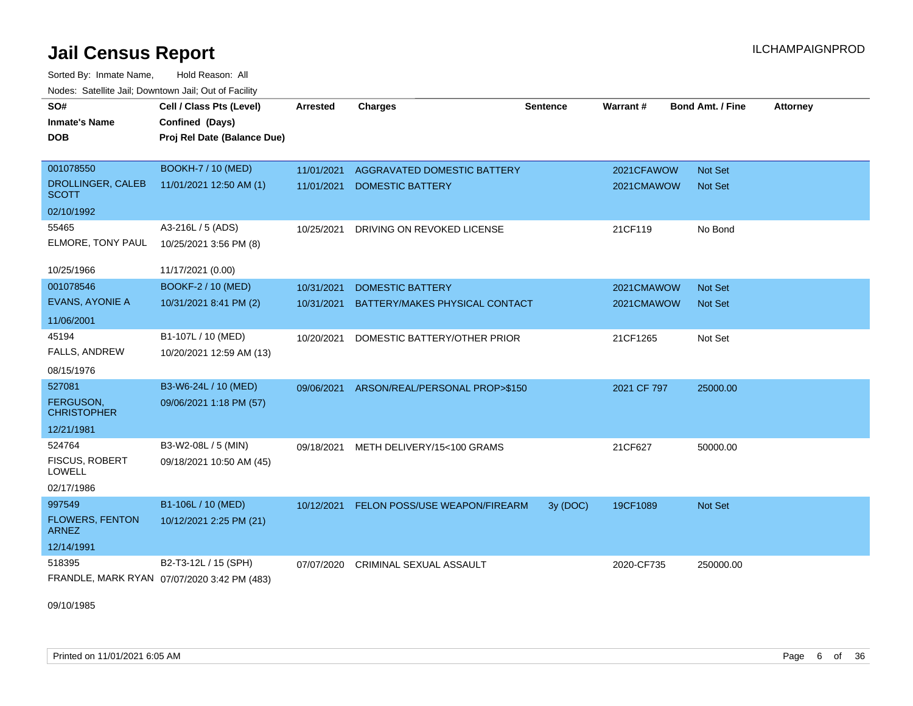# Jail Census Report

ILCHAMPAIGNPROD

Sorted By: Inmate Name, Hold Reason: All

Nodes: Satellite Jail; Downtown Jail; Out of Facility

| SO# / Inmate's Name / DOB | Cell / Class Pts (Level) / Confined (Days) / Proj Rel Date (Balance Due) | Arrested | Charges | Sentence | Warrant # | Bond Amt. / Fine | Attorney |
|---|---|---|---|---|---|---|---|
| 001078550<br>DROLLINGER, CALEB SCOTT<br>02/10/1992 | BOOKH-7 / 10 (MED)<br>11/01/2021 12:50 AM (1) | 11/01/2021<br>11/01/2021 | AGGRAVATED DOMESTIC BATTERY<br>DOMESTIC BATTERY | | 2021CFAWOW<br>2021CMAWOW | Not Set<br>Not Set | |
| 55465<br>ELMORE, TONY PAUL<br>10/25/1966 | A3-216L / 5 (ADS)<br>10/25/2021 3:56 PM (8)<br>11/17/2021 (0.00) | 10/25/2021 | DRIVING ON REVOKED LICENSE | | 21CF119 | No Bond | |
| 001078546<br>EVANS, AYONIE A<br>11/06/2001 | BOOKF-2 / 10 (MED)<br>10/31/2021 8:41 PM (2) | 10/31/2021<br>10/31/2021 | DOMESTIC BATTERY<br>BATTERY/MAKES PHYSICAL CONTACT | | 2021CMAWOW<br>2021CMAWOW | Not Set<br>Not Set | |
| 45194<br>FALLS, ANDREW<br>08/15/1976 | B1-107L / 10 (MED)<br>10/20/2021 12:59 AM (13) | 10/20/2021 | DOMESTIC BATTERY/OTHER PRIOR | | 21CF1265 | Not Set | |
| 527081<br>FERGUSON, CHRISTOPHER<br>12/21/1981 | B3-W6-24L / 10 (MED)<br>09/06/2021 1:18 PM (57) | 09/06/2021 | ARSON/REAL/PERSONAL PROP>$150 | | 2021 CF 797 | 25000.00 | |
| 524764<br>FISCUS, ROBERT LOWELL<br>02/17/1986 | B3-W2-08L / 5 (MIN)<br>09/18/2021 10:50 AM (45) | 09/18/2021 | METH DELIVERY/15<100 GRAMS | | 21CF627 | 50000.00 | |
| 997549<br>FLOWERS, FENTON ARNEZ<br>12/14/1991 | B1-106L / 10 (MED)<br>10/12/2021 2:25 PM (21) | 10/12/2021 | FELON POSS/USE WEAPON/FIREARM | 3y (DOC) | 19CF1089 | Not Set | |
| 518395<br>FRANDLE, MARK RYAN<br>09/10/1985 | B2-T3-12L / 15 (SPH)<br>07/07/2020 3:42 PM (483) | 07/07/2020 | CRIMINAL SEXUAL ASSAULT | | 2020-CF735 | 250000.00 | |

Printed on 11/01/2021 6:05 AM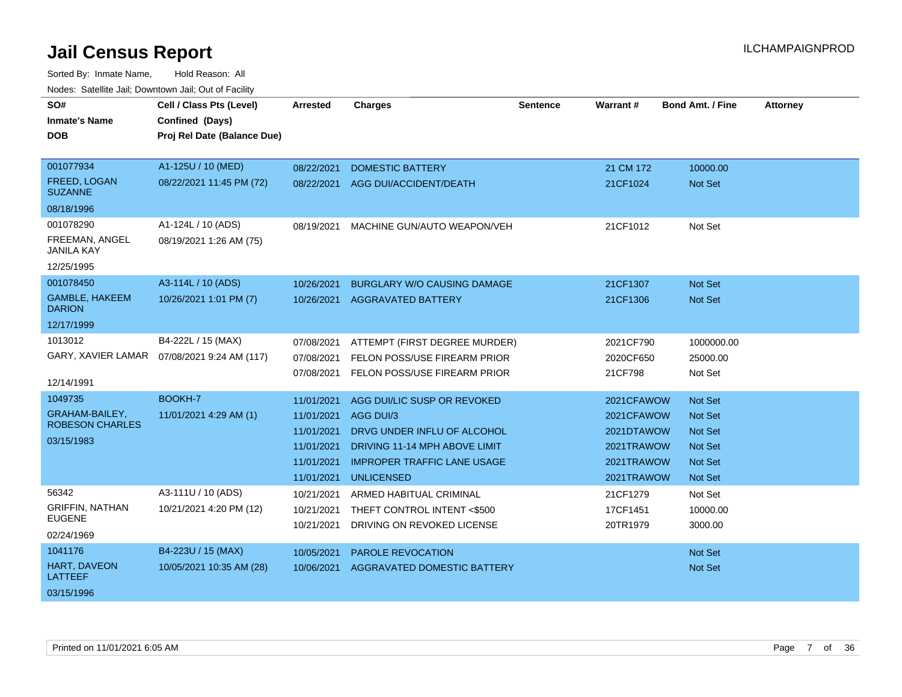# Jail Census Report

ILCHAMPAIGNPROD

Sorted By: Inmate Name, Hold Reason: All

Nodes: Satellite Jail; Downtown Jail; Out of Facility

| SO# / Inmate's Name / DOB | Cell / Class Pts (Level) / Confined (Days) / Proj Rel Date (Balance Due) | Arrested | Charges | Sentence | Warrant # | Bond Amt. / Fine | Attorney |
|---|---|---|---|---|---|---|---|
| 001077934 FREED, LOGAN SUZANNE 08/18/1996 | A1-125U / 10 (MED) 08/22/2021 11:45 PM (72) | 08/22/2021 | DOMESTIC BATTERY | | 21 CM 172 | 10000.00 | |
| | | 08/22/2021 | AGG DUI/ACCIDENT/DEATH | | 21CF1024 | Not Set | |
| 001078290 FREEMAN, ANGEL JANILA KAY 12/25/1995 | A1-124L / 10 (ADS) 08/19/2021 1:26 AM (75) | 08/19/2021 | MACHINE GUN/AUTO WEAPON/VEH | | 21CF1012 | Not Set | |
| 001078450 GAMBLE, HAKEEM DARION 12/17/1999 | A3-114L / 10 (ADS) 10/26/2021 1:01 PM (7) | 10/26/2021 | BURGLARY W/O CAUSING DAMAGE | | 21CF1307 | Not Set | |
| | | 10/26/2021 | AGGRAVATED BATTERY | | 21CF1306 | Not Set | |
| 1013012 GARY, XAVIER LAMAR 12/14/1991 | B4-222L / 15 (MAX) 07/08/2021 9:24 AM (117) | 07/08/2021 | ATTEMPT (FIRST DEGREE MURDER) | | 2021CF790 | 1000000.00 | |
| | | 07/08/2021 | FELON POSS/USE FIREARM PRIOR | | 2020CF650 | 25000.00 | |
| | | 07/08/2021 | FELON POSS/USE FIREARM PRIOR | | 21CF798 | Not Set | |
| 1049735 GRAHAM-BAILEY, ROBESON CHARLES 03/15/1983 | BOOKH-7 11/01/2021 4:29 AM (1) | 11/01/2021 | AGG DUI/LIC SUSP OR REVOKED | | 2021CFAWOW | Not Set | |
| | | 11/01/2021 | AGG DUI/3 | | 2021CFAWOW | Not Set | |
| | | 11/01/2021 | DRVG UNDER INFLU OF ALCOHOL | | 2021DTAWOW | Not Set | |
| | | 11/01/2021 | DRIVING 11-14 MPH ABOVE LIMIT | | 2021TRAWOW | Not Set | |
| | | 11/01/2021 | IMPROPER TRAFFIC LANE USAGE | | 2021TRAWOW | Not Set | |
| | | 11/01/2021 | UNLICENSED | | 2021TRAWOW | Not Set | |
| 56342 GRIFFIN, NATHAN EUGENE 02/24/1969 | A3-111U / 10 (ADS) 10/21/2021 4:20 PM (12) | 10/21/2021 | ARMED HABITUAL CRIMINAL | | 21CF1279 | Not Set | |
| | | 10/21/2021 | THEFT CONTROL INTENT <$500 | | 17CF1451 | 10000.00 | |
| | | 10/21/2021 | DRIVING ON REVOKED LICENSE | | 20TR1979 | 3000.00 | |
| 1041176 HART, DAVEON LATTEEF 03/15/1996 | B4-223U / 15 (MAX) 10/05/2021 10:35 AM (28) | 10/05/2021 | PAROLE REVOCATION | | | Not Set | |
| | | 10/06/2021 | AGGRAVATED DOMESTIC BATTERY | | | Not Set | |

Printed on 11/01/2021 6:05 AM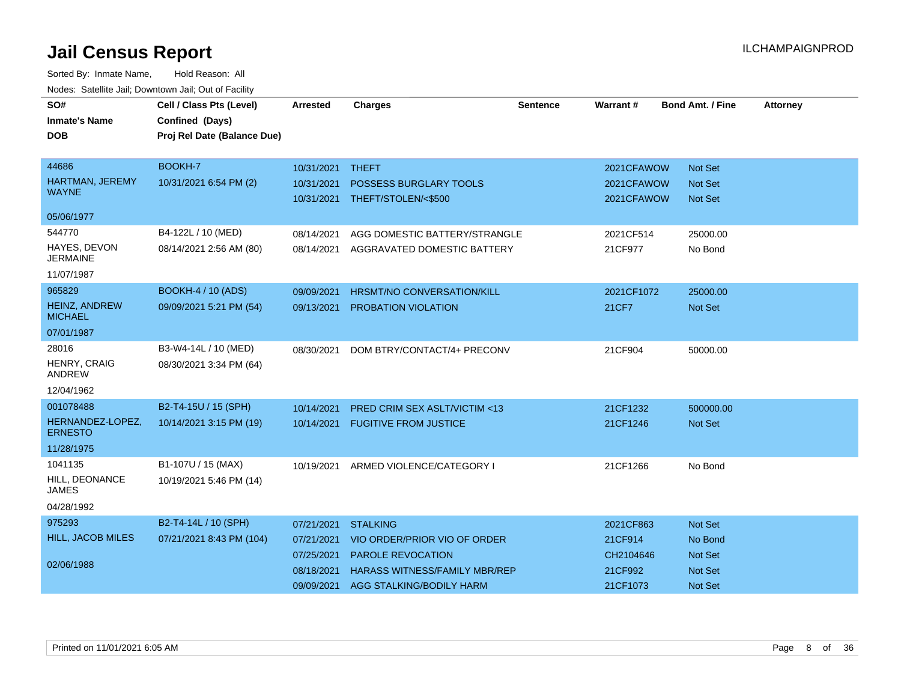# Jail Census Report

ILCHAMPAIGNPROD

Sorted By: Inmate Name, Hold Reason: All

Nodes: Satellite Jail; Downtown Jail; Out of Facility

| SO# / Inmate's Name / DOB | Cell / Class Pts (Level) / Confined (Days) / Proj Rel Date (Balance Due) | Arrested | Charges | Sentence | Warrant # | Bond Amt. / Fine | Attorney |
|---|---|---|---|---|---|---|---|
| 44686<br>HARTMAN, JEREMY WAYNE<br>05/06/1977 | BOOKH-7<br>10/31/2021 6:54 PM (2) | 10/31/2021 | THEFT | | 2021CFAWOW | Not Set | |
| | | 10/31/2021 | POSSESS BURGLARY TOOLS | | 2021CFAWOW | Not Set | |
| | | 10/31/2021 | THEFT/STOLEN/<$500 | | 2021CFAWOW | Not Set | |
| 544770<br>HAYES, DEVON JERMAINE<br>11/07/1987 | B4-122L / 10 (MED)<br>08/14/2021 2:56 AM (80) | 08/14/2021 | AGG DOMESTIC BATTERY/STRANGLE | | 2021CF514 | 25000.00 | |
| | | 08/14/2021 | AGGRAVATED DOMESTIC BATTERY | | 21CF977 | No Bond | |
| 965829<br>HEINZ, ANDREW MICHAEL<br>07/01/1987 | BOOKH-4 / 10 (ADS)<br>09/09/2021 5:21 PM (54) | 09/09/2021 | HRSMT/NO CONVERSATION/KILL | | 2021CF1072 | 25000.00 | |
| | | 09/13/2021 | PROBATION VIOLATION | | 21CF7 | Not Set | |
| 28016<br>HENRY, CRAIG ANDREW<br>12/04/1962 | B3-W4-14L / 10 (MED)<br>08/30/2021 3:34 PM (64) | 08/30/2021 | DOM BTRY/CONTACT/4+ PRECONV | | 21CF904 | 50000.00 | |
| 001078488<br>HERNANDEZ-LOPEZ, ERNESTO<br>11/28/1975 | B2-T4-15U / 15 (SPH)<br>10/14/2021 3:15 PM (19) | 10/14/2021 | PRED CRIM SEX ASLT/VICTIM <13 | | 21CF1232 | 500000.00 | |
| | | 10/14/2021 | FUGITIVE FROM JUSTICE | | 21CF1246 | Not Set | |
| 1041135<br>HILL, DEONANCE JAMES<br>04/28/1992 | B1-107U / 15 (MAX)<br>10/19/2021 5:46 PM (14) | 10/19/2021 | ARMED VIOLENCE/CATEGORY I | | 21CF1266 | No Bond | |
| 975293<br>HILL, JACOB MILES<br>02/06/1988 | B2-T4-14L / 10 (SPH)<br>07/21/2021 8:43 PM (104) | 07/21/2021 | STALKING | | 2021CF863 | Not Set | |
| | | 07/21/2021 | VIO ORDER/PRIOR VIO OF ORDER | | 21CF914 | No Bond | |
| | | 07/25/2021 | PAROLE REVOCATION | | CH2104646 | Not Set | |
| | | 08/18/2021 | HARASS WITNESS/FAMILY MBR/REP | | 21CF992 | Not Set | |
| | | 09/09/2021 | AGG STALKING/BODILY HARM | | 21CF1073 | Not Set | |

Printed on 11/01/2021 6:05 AM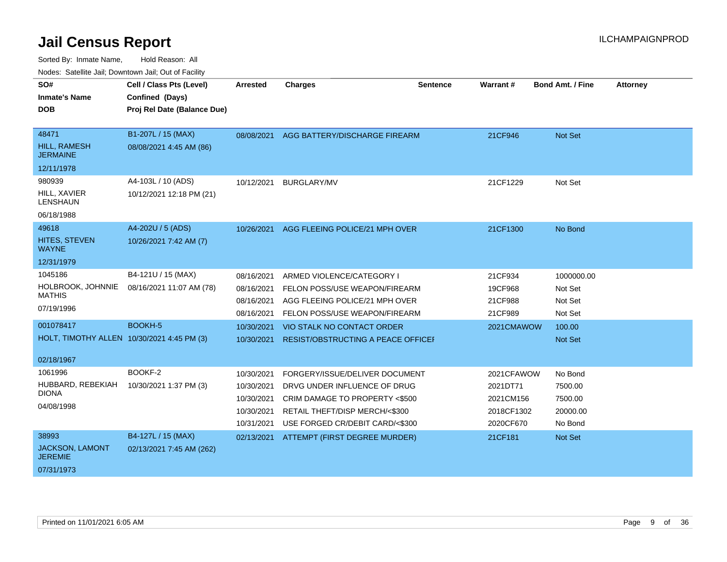# Jail Census Report

ILCHAMPAIGNPROD

Sorted By: Inmate Name, Hold Reason: All

Nodes: Satellite Jail; Downtown Jail; Out of Facility

| SO# / Inmate's Name / DOB | Cell / Class Pts (Level) / Confined (Days) / Proj Rel Date (Balance Due) | Arrested | Charges | Sentence | Warrant # | Bond Amt. / Fine | Attorney |
|---|---|---|---|---|---|---|---|
| 48471<br>HILL, RAMESH JERMAINE<br>12/11/1978 | B1-207L / 15 (MAX)<br>08/08/2021 4:45 AM (86) | 08/08/2021 | AGG BATTERY/DISCHARGE FIREARM | | 21CF946 | Not Set | |
| 980939<br>HILL, XAVIER LENSHAUN<br>06/18/1988 | A4-103L / 10 (ADS)<br>10/12/2021 12:18 PM (21) | 10/12/2021 | BURGLARY/MV | | 21CF1229 | Not Set | |
| 49618<br>HITES, STEVEN WAYNE<br>12/31/1979 | A4-202U / 5 (ADS)<br>10/26/2021 7:42 AM (7) | 10/26/2021 | AGG FLEEING POLICE/21 MPH OVER | | 21CF1300 | No Bond | |
| 1045186<br>HOLBROOK, JOHNNIE MATHIS<br>07/19/1996 | B4-121U / 15 (MAX)<br>08/16/2021 11:07 AM (78) | 08/16/2021 | ARMED VIOLENCE/CATEGORY I | | 21CF934 | 1000000.00 | |
| | | 08/16/2021 | FELON POSS/USE WEAPON/FIREARM | | 19CF968 | Not Set | |
| | | 08/16/2021 | AGG FLEEING POLICE/21 MPH OVER | | 21CF988 | Not Set | |
| | | 08/16/2021 | FELON POSS/USE WEAPON/FIREARM | | 21CF989 | Not Set | |
| 001078417<br>HOLT, TIMOTHY ALLEN<br>02/18/1967 | BOOKH-5<br>10/30/2021 4:45 PM (3) | 10/30/2021 | VIO STALK NO CONTACT ORDER | | 2021CMAWOW | 100.00 | |
| | | 10/30/2021 | RESIST/OBSTRUCTING A PEACE OFFICEI | | | Not Set | |
| 1061996<br>HUBBARD, REBEKIAH DIONA<br>04/08/1998 | BOOKF-2<br>10/30/2021 1:37 PM (3) | 10/30/2021 | FORGERY/ISSUE/DELIVER DOCUMENT | | 2021CFAWOW | No Bond | |
| | | 10/30/2021 | DRVG UNDER INFLUENCE OF DRUG | | 2021DT71 | 7500.00 | |
| | | 10/30/2021 | CRIM DAMAGE TO PROPERTY <$500 | | 2021CM156 | 7500.00 | |
| | | 10/30/2021 | RETAIL THEFT/DISP MERCH/<$300 | | 2018CF1302 | 20000.00 | |
| | | 10/31/2021 | USE FORGED CR/DEBIT CARD/<$300 | | 2020CF670 | No Bond | |
| 38993<br>JACKSON, LAMONT JEREMIE<br>07/31/1973 | B4-127L / 15 (MAX)<br>02/13/2021 7:45 AM (262) | 02/13/2021 | ATTEMPT (FIRST DEGREE MURDER) | | 21CF181 | Not Set | |

Printed on 11/01/2021 6:05 AM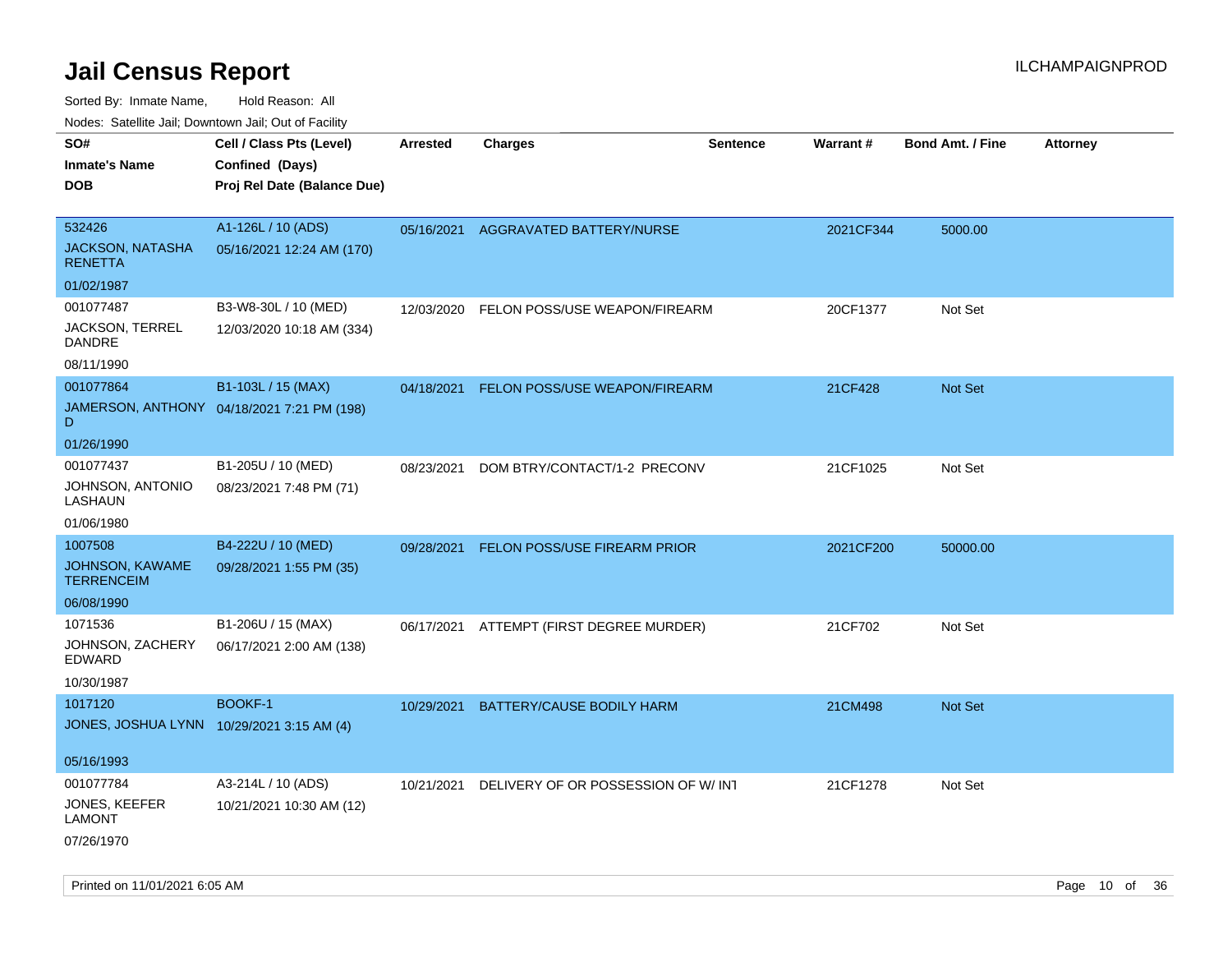# Jail Census Report

ILCHAMPAIGNPROD

Sorted By: Inmate Name, Hold Reason: All

Nodes: Satellite Jail; Downtown Jail; Out of Facility

| SO# / Inmate's Name / DOB | Cell / Class Pts (Level) / Confined (Days) / Proj Rel Date (Balance Due) | Arrested | Charges | Sentence | Warrant # | Bond Amt. / Fine | Attorney |
|---|---|---|---|---|---|---|---|
| 532426<br>JACKSON, NATASHA RENETTA<br>01/02/1987 | A1-126L / 10 (ADS)<br>05/16/2021 12:24 AM (170) | 05/16/2021 | AGGRAVATED BATTERY/NURSE | | 2021CF344 | 5000.00 | |
| 001077487<br>JACKSON, TERREL DANDRE<br>08/11/1990 | B3-W8-30L / 10 (MED)<br>12/03/2020 10:18 AM (334) | 12/03/2020 | FELON POSS/USE WEAPON/FIREARM | | 20CF1377 | Not Set | |
| 001077864<br>JAMERSON, ANTHONY D<br>01/26/1990 | B1-103L / 15 (MAX)<br>04/18/2021 7:21 PM (198) | 04/18/2021 | FELON POSS/USE WEAPON/FIREARM | | 21CF428 | Not Set | |
| 001077437<br>JOHNSON, ANTONIO LASHAUN<br>01/06/1980 | B1-205U / 10 (MED)<br>08/23/2021 7:48 PM (71) | 08/23/2021 | DOM BTRY/CONTACT/1-2 PRECONV | | 21CF1025 | Not Set | |
| 1007508<br>JOHNSON, KAWAME TERRENCEIM<br>06/08/1990 | B4-222U / 10 (MED)<br>09/28/2021 1:55 PM (35) | 09/28/2021 | FELON POSS/USE FIREARM PRIOR | | 2021CF200 | 50000.00 | |
| 1071536<br>JOHNSON, ZACHERY EDWARD<br>10/30/1987 | B1-206U / 15 (MAX)<br>06/17/2021 2:00 AM (138) | 06/17/2021 | ATTEMPT (FIRST DEGREE MURDER) | | 21CF702 | Not Set | |
| 1017120<br>JONES, JOSHUA LYNN<br>05/16/1993 | BOOKF-1<br>10/29/2021 3:15 AM (4) | 10/29/2021 | BATTERY/CAUSE BODILY HARM | | 21CM498 | Not Set | |
| 001077784<br>JONES, KEEFER LAMONT<br>07/26/1970 | A3-214L / 10 (ADS)<br>10/21/2021 10:30 AM (12) | 10/21/2021 | DELIVERY OF OR POSSESSION OF W/ INT | | 21CF1278 | Not Set | |

Printed on 11/01/2021 6:05 AM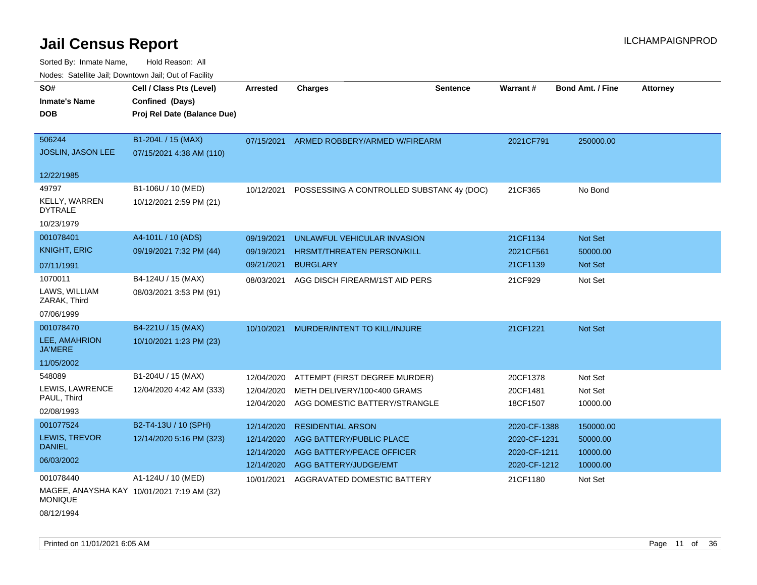# Jail Census Report

Sorted By: Inmate Name, Hold Reason: All

Nodes: Satellite Jail; Downtown Jail; Out of Facility

| SO# / Inmate's Name / DOB | Cell / Class Pts (Level) / Confined (Days) / Proj Rel Date (Balance Due) | Arrested | Charges | Sentence | Warrant # | Bond Amt. / Fine | Attorney |
|---|---|---|---|---|---|---|---|
| 506244<br>JOSLIN, JASON LEE<br>12/22/1985 | B1-204L / 15 (MAX)<br>07/15/2021 4:38 AM (110) | 07/15/2021 | ARMED ROBBERY/ARMED W/FIREARM | | 2021CF791 | 250000.00 | |
| 49797<br>KELLY, WARREN DYTRALE<br>10/23/1979 | B1-106U / 10 (MED)<br>10/12/2021 2:59 PM (21) | 10/12/2021 | POSSESSING A CONTROLLED SUBSTANC | 4y (DOC) | 21CF365 | No Bond | |
| 001078401<br>KNIGHT, ERIC<br>07/11/1991 | A4-101L / 10 (ADS)<br>09/19/2021 7:32 PM (44) | 09/19/2021 | UNLAWFUL VEHICULAR INVASION | | 21CF1134 | Not Set | |
| | | 09/19/2021 | HRSMT/THREATEN PERSON/KILL | | 2021CF561 | 50000.00 | |
| | | 09/21/2021 | BURGLARY | | 21CF1139 | Not Set | |
| 1070011<br>LAWS, WILLIAM ZARAK, Third<br>07/06/1999 | B4-124U / 15 (MAX)<br>08/03/2021 3:53 PM (91) | 08/03/2021 | AGG DISCH FIREARM/1ST AID PERS | | 21CF929 | Not Set | |
| 001078470<br>LEE, AMAHRION JA'MERE<br>11/05/2002 | B4-221U / 15 (MAX)<br>10/10/2021 1:23 PM (23) | 10/10/2021 | MURDER/INTENT TO KILL/INJURE | | 21CF1221 | Not Set | |
| 548089<br>LEWIS, LAWRENCE PAUL, Third<br>02/08/1993 | B1-204U / 15 (MAX)<br>12/04/2020 4:42 AM (333) | 12/04/2020 | ATTEMPT (FIRST DEGREE MURDER) | | 20CF1378 | Not Set | |
| | | 12/04/2020 | METH DELIVERY/100<400 GRAMS | | 20CF1481 | Not Set | |
| | | 12/04/2020 | AGG DOMESTIC BATTERY/STRANGLE | | 18CF1507 | 10000.00 | |
| 001077524<br>LEWIS, TREVOR DANIEL<br>06/03/2002 | B2-T4-13U / 10 (SPH)<br>12/14/2020 5:16 PM (323) | 12/14/2020 | RESIDENTIAL ARSON | | 2020-CF-1388 | 150000.00 | |
| | | 12/14/2020 | AGG BATTERY/PUBLIC PLACE | | 2020-CF-1231 | 50000.00 | |
| | | 12/14/2020 | AGG BATTERY/PEACE OFFICER | | 2020-CF-1211 | 10000.00 | |
| | | 12/14/2020 | AGG BATTERY/JUDGE/EMT | | 2020-CF-1212 | 10000.00 | |
| 001078440<br>MAGEE, ANAYSHA KAY MONIQUE<br>08/12/1994 | A1-124U / 10 (MED)<br>10/01/2021 7:19 AM (32) | 10/01/2021 | AGGRAVATED DOMESTIC BATTERY | | 21CF1180 | Not Set | |

Printed on 11/01/2021 6:05 AM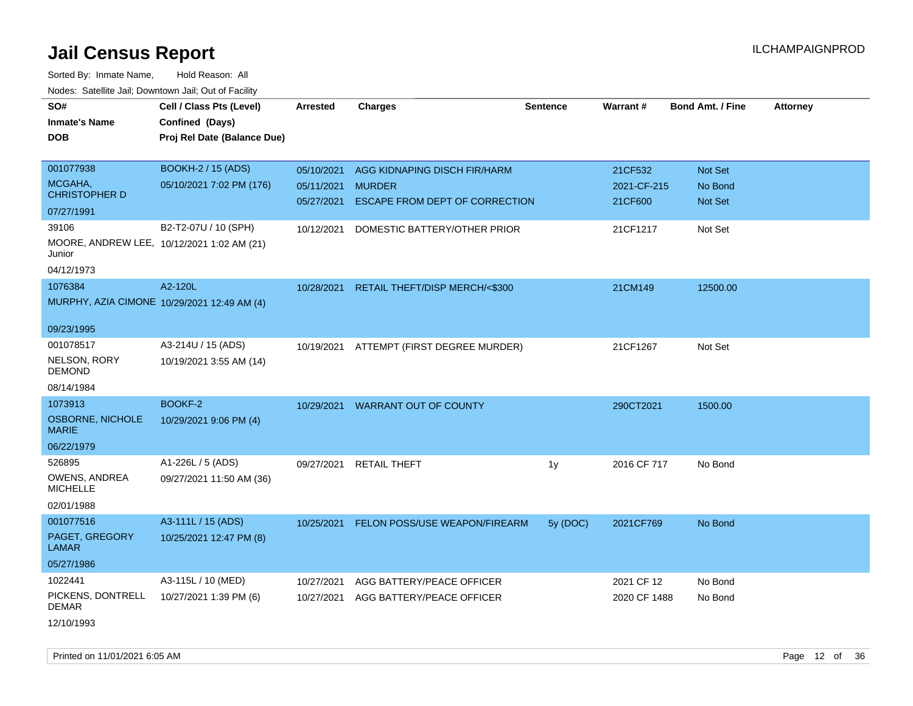# Jail Census Report

Sorted By: Inmate Name, Hold Reason: All

Nodes: Satellite Jail; Downtown Jail; Out of Facility

| SO# / Inmate's Name / DOB | Cell / Class Pts (Level) / Confined (Days) / Proj Rel Date (Balance Due) | Arrested | Charges | Sentence | Warrant # | Bond Amt. / Fine | Attorney |
|---|---|---|---|---|---|---|---|
| 001077938<br>MCGAHA, CHRISTOPHER D<br>07/27/1991 | BOOKH-2 / 15 (ADS)<br>05/10/2021 7:02 PM (176) | 05/10/2021<br>05/11/2021<br>05/27/2021 | AGG KIDNAPING DISCH FIR/HARM<br>MURDER<br>ESCAPE FROM DEPT OF CORRECTION | | 21CF532<br>2021-CF-215<br>21CF600 | Not Set<br>No Bond<br>Not Set | |
| 39106<br>MOORE, ANDREW LEE, Junior<br>04/12/1973 | B2-T2-07U / 10 (SPH)<br>10/12/2021 1:02 AM (21) | 10/12/2021 | DOMESTIC BATTERY/OTHER PRIOR | | 21CF1217 | Not Set | |
| 1076384<br>MURPHY, AZIA CIMONE<br>09/23/1995 | A2-120L<br>10/29/2021 12:49 AM (4) | 10/28/2021 | RETAIL THEFT/DISP MERCH/<$300 | | 21CM149 | 12500.00 | |
| 001078517<br>NELSON, RORY DEMOND<br>08/14/1984 | A3-214U / 15 (ADS)<br>10/19/2021 3:55 AM (14) | 10/19/2021 | ATTEMPT (FIRST DEGREE MURDER) | | 21CF1267 | Not Set | |
| 1073913<br>OSBORNE, NICHOLE MARIE<br>06/22/1979 | BOOKF-2<br>10/29/2021 9:06 PM (4) | 10/29/2021 | WARRANT OUT OF COUNTY | | 290CT2021 | 1500.00 | |
| 526895<br>OWENS, ANDREA MICHELLE<br>02/01/1988 | A1-226L / 5 (ADS)<br>09/27/2021 11:50 AM (36) | 09/27/2021 | RETAIL THEFT | 1y | 2016 CF 717 | No Bond | |
| 001077516<br>PAGET, GREGORY LAMAR<br>05/27/1986 | A3-111L / 15 (ADS)<br>10/25/2021 12:47 PM (8) | 10/25/2021 | FELON POSS/USE WEAPON/FIREARM | 5y (DOC) | 2021CF769 | No Bond | |
| 1022441<br>PICKENS, DONTRELL DEMAR<br>12/10/1993 | A3-115L / 10 (MED)<br>10/27/2021 1:39 PM (6) | 10/27/2021<br>10/27/2021 | AGG BATTERY/PEACE OFFICER<br>AGG BATTERY/PEACE OFFICER | | 2021 CF 12<br>2020 CF 1488 | No Bond<br>No Bond | |

Printed on 11/01/2021 6:05 AM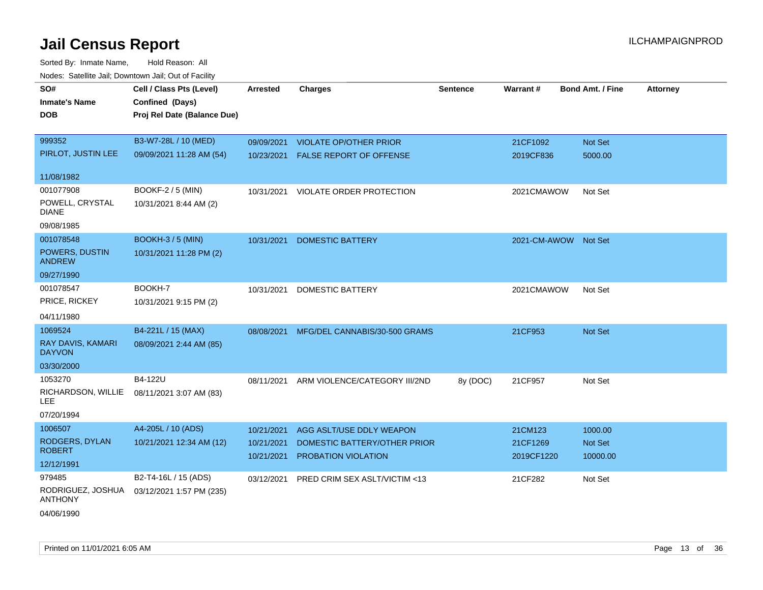# Jail Census Report

ILCHAMPAIGNPROD

Sorted By: Inmate Name, Hold Reason: All

Nodes: Satellite Jail; Downtown Jail; Out of Facility

| SO# / Inmate's Name / DOB | Cell / Class Pts (Level) / Confined (Days) / Proj Rel Date (Balance Due) | Arrested | Charges | Sentence | Warrant # | Bond Amt. / Fine | Attorney |
|---|---|---|---|---|---|---|---|
| 999352<br>PIRLOT, JUSTIN LEE<br>11/08/1982 | B3-W7-28L / 10 (MED)<br>09/09/2021 11:28 AM (54) | 09/09/2021<br>10/23/2021 | VIOLATE OP/OTHER PRIOR<br>FALSE REPORT OF OFFENSE | | 21CF1092<br>2019CF836 | Not Set<br>5000.00 | |
| 001077908<br>POWELL, CRYSTAL DIANE<br>09/08/1985 | BOOKF-2 / 5 (MIN)<br>10/31/2021 8:44 AM (2) | 10/31/2021 | VIOLATE ORDER PROTECTION | | 2021CMAWOW | Not Set | |
| 001078548<br>POWERS, DUSTIN ANDREW<br>09/27/1990 | BOOKH-3 / 5 (MIN)<br>10/31/2021 11:28 PM (2) | 10/31/2021 | DOMESTIC BATTERY | | 2021-CM-AWOW | Not Set | |
| 001078547<br>PRICE, RICKEY<br>04/11/1980 | BOOKH-7<br>10/31/2021 9:15 PM (2) | 10/31/2021 | DOMESTIC BATTERY | | 2021CMAWOW | Not Set | |
| 1069524<br>RAY DAVIS, KAMARI DAYVON<br>03/30/2000 | B4-221L / 15 (MAX)<br>08/09/2021 2:44 AM (85) | 08/08/2021 | MFG/DEL CANNABIS/30-500 GRAMS | | 21CF953 | Not Set | |
| 1053270<br>RICHARDSON, WILLIE LEE<br>07/20/1994 | B4-122U<br>08/11/2021 3:07 AM (83) | 08/11/2021 | ARM VIOLENCE/CATEGORY III/2ND | 8y (DOC) | 21CF957 | Not Set | |
| 1006507<br>RODGERS, DYLAN ROBERT<br>12/12/1991 | A4-205L / 10 (ADS)<br>10/21/2021 12:34 AM (12) | 10/21/2021<br>10/21/2021<br>10/21/2021 | AGG ASLT/USE DDLY WEAPON<br>DOMESTIC BATTERY/OTHER PRIOR<br>PROBATION VIOLATION | | 21CM123<br>21CF1269<br>2019CF1220 | 1000.00<br>Not Set<br>10000.00 | |
| 979485<br>RODRIGUEZ, JOSHUA ANTHONY<br>04/06/1990 | B2-T4-16L / 15 (ADS)<br>03/12/2021 1:57 PM (235) | 03/12/2021 | PRED CRIM SEX ASLT/VICTIM <13 | | 21CF282 | Not Set | |

Printed on 11/01/2021 6:05 AM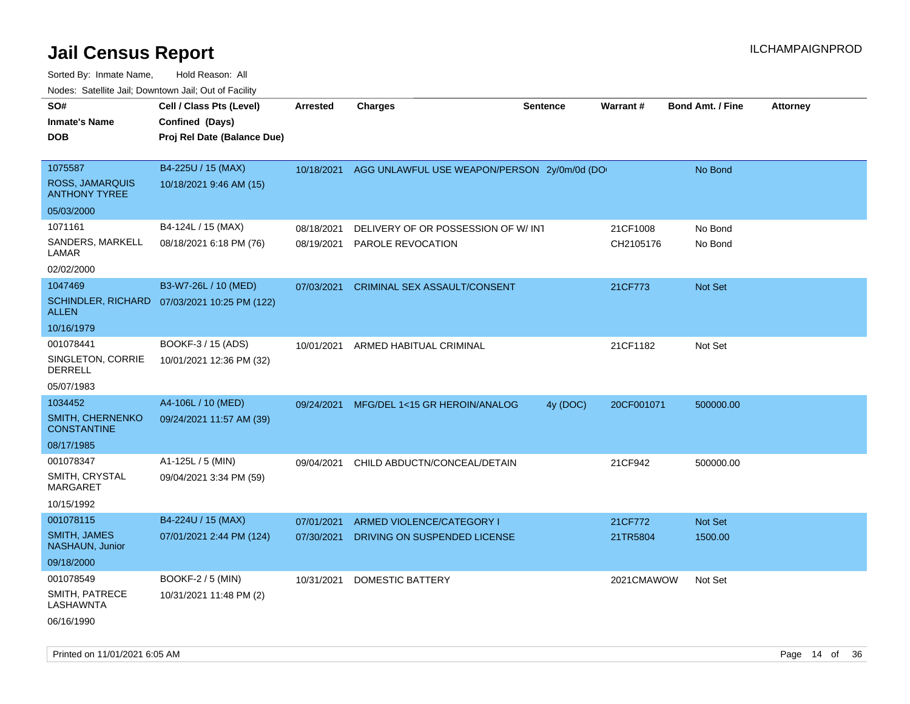# Jail Census Report

Sorted By: Inmate Name, Hold Reason: All

Nodes: Satellite Jail; Downtown Jail; Out of Facility

| SO# / Inmate's Name / DOB | Cell / Class Pts (Level) / Confined (Days) / Proj Rel Date (Balance Due) | Arrested | Charges | Sentence | Warrant # | Bond Amt. / Fine | Attorney |
|---|---|---|---|---|---|---|---|
| 1075587<br>ROSS, JAMARQUIS ANTHONY TYREE<br>05/03/2000 | B4-225U / 15 (MAX)<br>10/18/2021 9:46 AM (15) | 10/18/2021 | AGG UNLAWFUL USE WEAPON/PERSON | 2y/0m/0d (DO | | No Bond | |
| 1071161<br>SANDERS, MARKELL LAMAR<br>02/02/2000 | B4-124L / 15 (MAX)<br>08/18/2021 6:18 PM (76) | 08/18/2021<br>08/19/2021 | DELIVERY OF OR POSSESSION OF W/ INT<br>PAROLE REVOCATION | | 21CF1008<br>CH2105176 | No Bond<br>No Bond | |
| 1047469<br>SCHINDLER, RICHARD ALLEN<br>10/16/1979 | B3-W7-26L / 10 (MED)<br>07/03/2021 10:25 PM (122) | 07/03/2021 | CRIMINAL SEX ASSAULT/CONSENT | | 21CF773 | Not Set | |
| 001078441<br>SINGLETON, CORRIE DERRELL<br>05/07/1983 | BOOKF-3 / 15 (ADS)<br>10/01/2021 12:36 PM (32) | 10/01/2021 | ARMED HABITUAL CRIMINAL | | 21CF1182 | Not Set | |
| 1034452<br>SMITH, CHERNENKO CONSTANTINE<br>08/17/1985 | A4-106L / 10 (MED)<br>09/24/2021 11:57 AM (39) | 09/24/2021 | MFG/DEL 1<15 GR HEROIN/ANALOG | 4y (DOC) | 20CF001071 | 500000.00 | |
| 001078347<br>SMITH, CRYSTAL MARGARET<br>10/15/1992 | A1-125L / 5 (MIN)<br>09/04/2021 3:34 PM (59) | 09/04/2021 | CHILD ABDUCTN/CONCEAL/DETAIN | | 21CF942 | 500000.00 | |
| 001078115<br>SMITH, JAMES NASHAUN, Junior<br>09/18/2000 | B4-224U / 15 (MAX)<br>07/01/2021 2:44 PM (124) | 07/01/2021<br>07/30/2021 | ARMED VIOLENCE/CATEGORY I<br>DRIVING ON SUSPENDED LICENSE | | 21CF772<br>21TR5804 | Not Set<br>1500.00 | |
| 001078549<br>SMITH, PATRECE LASHAWNTA<br>06/16/1990 | BOOKF-2 / 5 (MIN)<br>10/31/2021 11:48 PM (2) | 10/31/2021 | DOMESTIC BATTERY | | 2021CMAWOW | Not Set | |

Printed on 11/01/2021 6:05 AM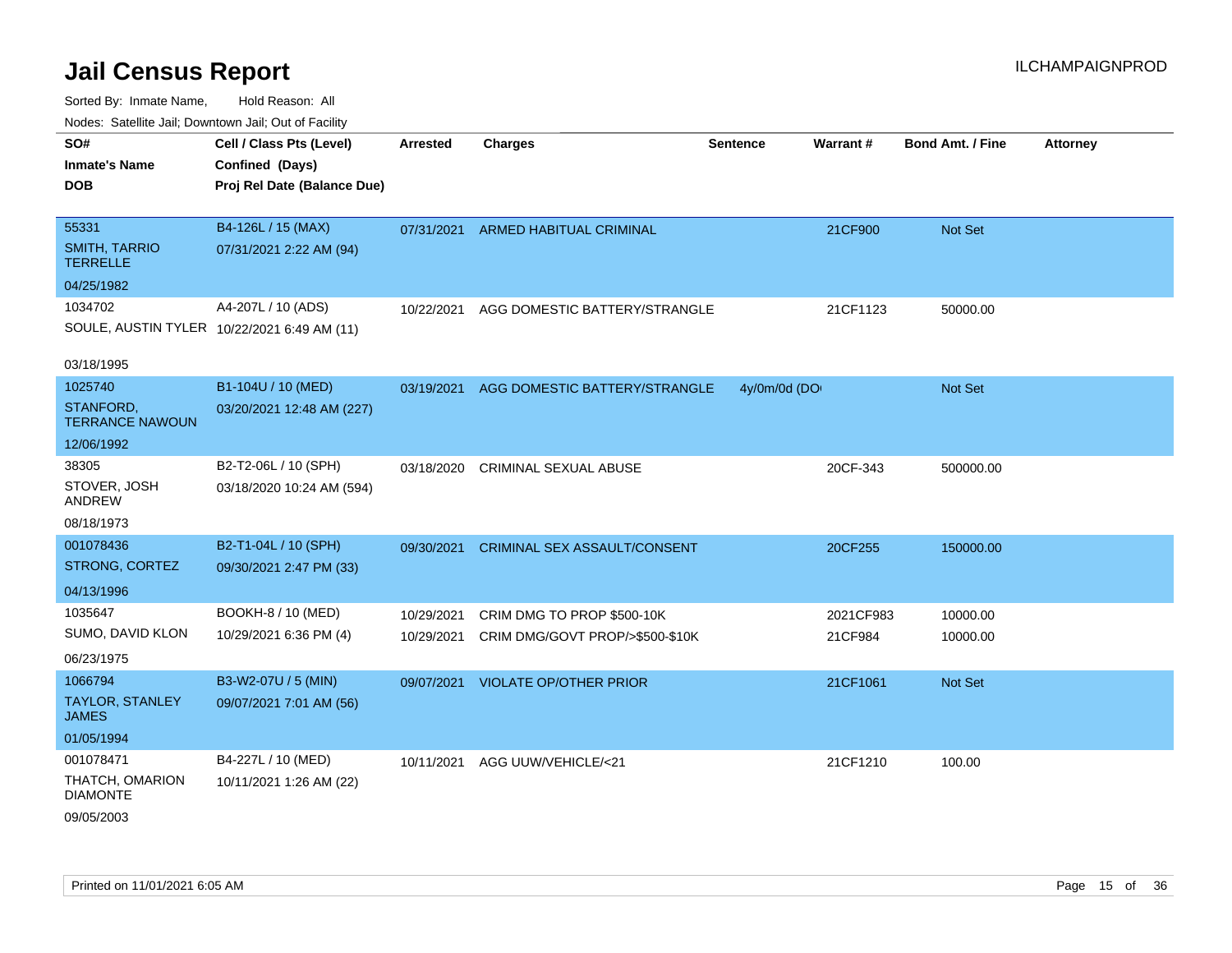# Jail Census Report

ILCHAMPAIGNPROD

Sorted By: Inmate Name, Hold Reason: All

Nodes: Satellite Jail; Downtown Jail; Out of Facility

| SO# / Inmate's Name / DOB | Cell / Class Pts (Level) / Confined (Days) / Proj Rel Date (Balance Due) | Arrested | Charges | Sentence | Warrant # | Bond Amt. / Fine | Attorney |
|---|---|---|---|---|---|---|---|
| 55331<br>SMITH, TARRIO TERRELLE<br>04/25/1982 | B4-126L / 15 (MAX)<br>07/31/2021 2:22 AM (94) | 07/31/2021 | ARMED HABITUAL CRIMINAL | | 21CF900 | Not Set | |
| 1034702<br>SOULE, AUSTIN TYLER<br>03/18/1995 | A4-207L / 10 (ADS)<br>10/22/2021 6:49 AM (11) | 10/22/2021 | AGG DOMESTIC BATTERY/STRANGLE | | 21CF1123 | 50000.00 | |
| 1025740<br>STANFORD, TERRANCE NAWOUN<br>12/06/1992 | B1-104U / 10 (MED)<br>03/20/2021 12:48 AM (227) | 03/19/2021 | AGG DOMESTIC BATTERY/STRANGLE | 4y/0m/0d (DO | | Not Set | |
| 38305<br>STOVER, JOSH ANDREW<br>08/18/1973 | B2-T2-06L / 10 (SPH)<br>03/18/2020 10:24 AM (594) | 03/18/2020 | CRIMINAL SEXUAL ABUSE | | 20CF-343 | 500000.00 | |
| 001078436<br>STRONG, CORTEZ<br>04/13/1996 | B2-T1-04L / 10 (SPH)<br>09/30/2021 2:47 PM (33) | 09/30/2021 | CRIMINAL SEX ASSAULT/CONSENT | | 20CF255 | 150000.00 | |
| 1035647<br>SUMO, DAVID KLON<br>06/23/1975 | BOOKH-8 / 10 (MED)<br>10/29/2021 6:36 PM (4) | 10/29/2021<br>10/29/2021 | CRIM DMG TO PROP $500-10K<br>CRIM DMG/GOVT PROP/>$500-$10K | | 2021CF983<br>21CF984 | 10000.00<br>10000.00 | |
| 1066794<br>TAYLOR, STANLEY JAMES<br>01/05/1994 | B3-W2-07U / 5 (MIN)<br>09/07/2021 7:01 AM (56) | 09/07/2021 | VIOLATE OP/OTHER PRIOR | | 21CF1061 | Not Set | |
| 001078471<br>THATCH, OMARION DIAMONTE<br>09/05/2003 | B4-227L / 10 (MED)<br>10/11/2021 1:26 AM (22) | 10/11/2021 | AGG UUW/VEHICLE/<21 | | 21CF1210 | 100.00 | |

Printed on 11/01/2021 6:05 AM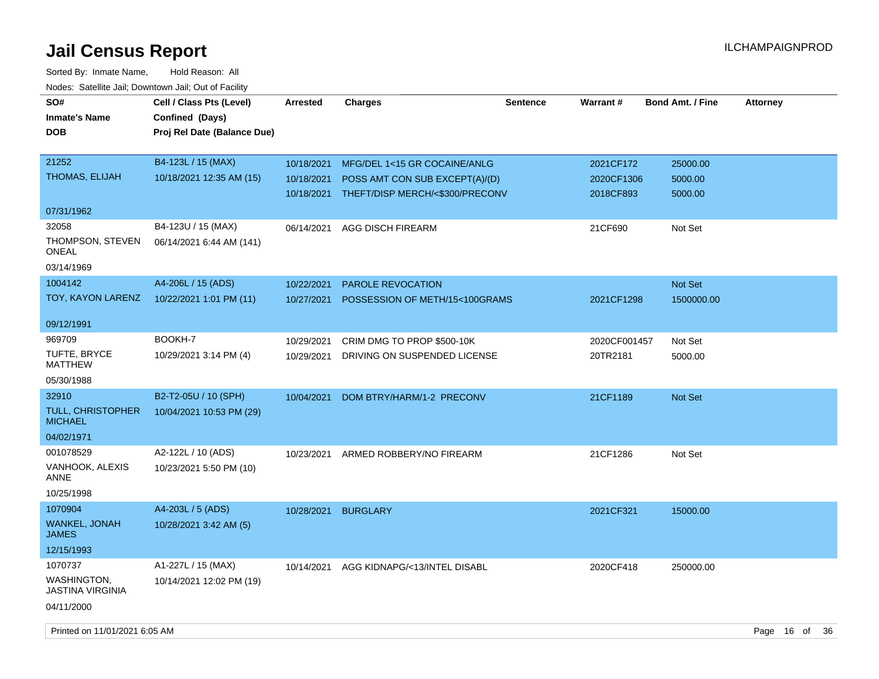# Jail Census Report

ILCHAMPAIGNPROD

Sorted By: Inmate Name, Hold Reason: All

Nodes: Satellite Jail; Downtown Jail; Out of Facility

| SO# / Inmate's Name / DOB | Cell / Class Pts (Level) / Confined (Days) / Proj Rel Date (Balance Due) | Arrested | Charges | Sentence | Warrant # | Bond Amt. / Fine | Attorney |
|---|---|---|---|---|---|---|---|
| 21252 THOMAS, ELIJAH 07/31/1962 | B4-123L / 15 (MAX) 10/18/2021 12:35 AM (15) | 10/18/2021 | MFG/DEL 1<15 GR COCAINE/ANLG | | 2021CF172 | 25000.00 | |
| | | 10/18/2021 | POSS AMT CON SUB EXCEPT(A)/(D) | | 2020CF1306 | 5000.00 | |
| | | 10/18/2021 | THEFT/DISP MERCH/<$300/PRECONV | | 2018CF893 | 5000.00 | |
| 32058 THOMPSON, STEVEN ONEAL 03/14/1969 | B4-123U / 15 (MAX) 06/14/2021 6:44 AM (141) | 06/14/2021 | AGG DISCH FIREARM | | 21CF690 | Not Set | |
| 1004142 TOY, KAYON LARENZ 09/12/1991 | A4-206L / 15 (ADS) 10/22/2021 1:01 PM (11) | 10/22/2021 | PAROLE REVOCATION | | | Not Set | |
| | | 10/27/2021 | POSSESSION OF METH/15<100GRAMS | | 2021CF1298 | 1500000.00 | |
| 969709 TUFTE, BRYCE MATTHEW 05/30/1988 | BOOKH-7 10/29/2021 3:14 PM (4) | 10/29/2021 | CRIM DMG TO PROP $500-10K | | 2020CF001457 | Not Set | |
| | | 10/29/2021 | DRIVING ON SUSPENDED LICENSE | | 20TR2181 | 5000.00 | |
| 32910 TULL, CHRISTOPHER MICHAEL 04/02/1971 | B2-T2-05U / 10 (SPH) 10/04/2021 10:53 PM (29) | 10/04/2021 | DOM BTRY/HARM/1-2 PRECONV | | 21CF1189 | Not Set | |
| 001078529 VANHOOK, ALEXIS ANNE 10/25/1998 | A2-122L / 10 (ADS) 10/23/2021 5:50 PM (10) | 10/23/2021 | ARMED ROBBERY/NO FIREARM | | 21CF1286 | Not Set | |
| 1070904 WANKEL, JONAH JAMES 12/15/1993 | A4-203L / 5 (ADS) 10/28/2021 3:42 AM (5) | 10/28/2021 | BURGLARY | | 2021CF321 | 15000.00 | |
| 1070737 WASHINGTON, JASTINA VIRGINIA 04/11/2000 | A1-227L / 15 (MAX) 10/14/2021 12:02 PM (19) | 10/14/2021 | AGG KIDNAPG/<13/INTEL DISABL | | 2020CF418 | 250000.00 | |

Printed on 11/01/2021 6:05 AM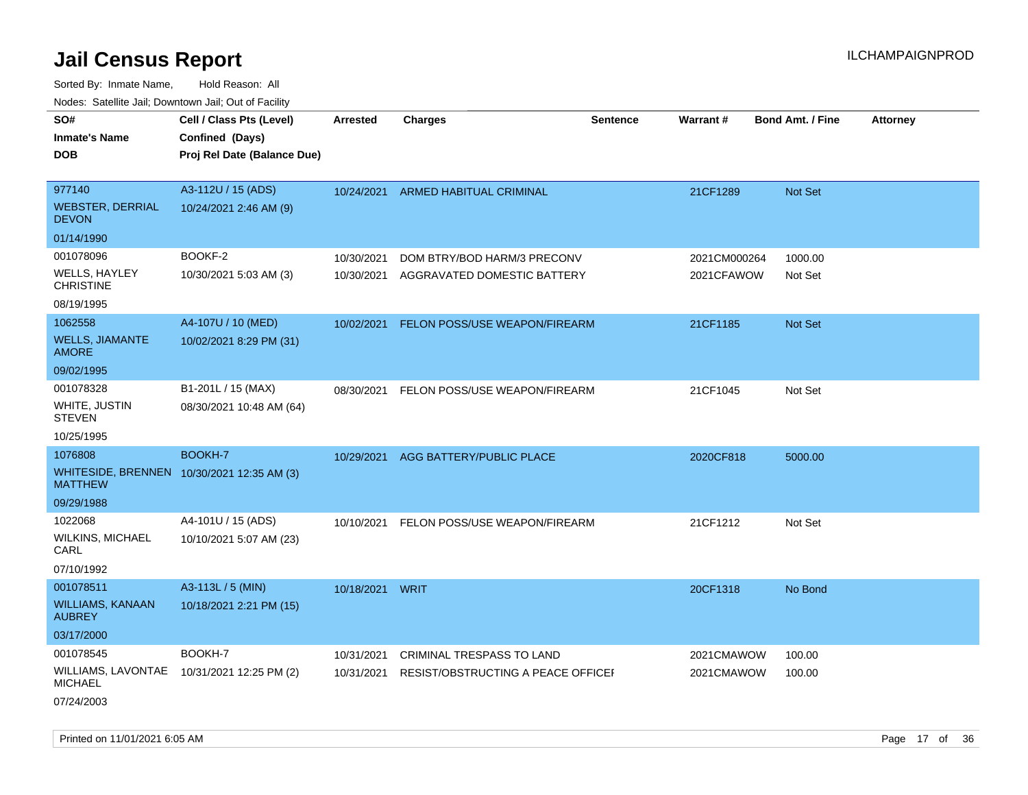# Jail Census Report

ILCHAMPAIGNPROD

Sorted By: Inmate Name, Hold Reason: All

Nodes: Satellite Jail; Downtown Jail; Out of Facility

| SO# / Inmate's Name / DOB | Cell / Class Pts (Level) / Confined (Days) / Proj Rel Date (Balance Due) | Arrested | Charges | Sentence | Warrant # | Bond Amt. / Fine | Attorney |
|---|---|---|---|---|---|---|---|
| 977140<br>WEBSTER, DERRIAL DEVON<br>01/14/1990 | A3-112U / 15 (ADS)<br>10/24/2021 2:46 AM (9) | 10/24/2021 | ARMED HABITUAL CRIMINAL | | 21CF1289 | Not Set | |
| 001078096<br>WELLS, HAYLEY CHRISTINE<br>08/19/1995 | BOOKF-2<br>10/30/2021 5:03 AM (3) | 10/30/2021<br>10/30/2021 | DOM BTRY/BOD HARM/3 PRECONV<br>AGGRAVATED DOMESTIC BATTERY | | 2021CM000264<br>2021CFAWOW | 1000.00<br>Not Set | |
| 1062558<br>WELLS, JIAMANTE AMORE<br>09/02/1995 | A4-107U / 10 (MED)<br>10/02/2021 8:29 PM (31) | 10/02/2021 | FELON POSS/USE WEAPON/FIREARM | | 21CF1185 | Not Set | |
| 001078328<br>WHITE, JUSTIN STEVEN<br>10/25/1995 | B1-201L / 15 (MAX)<br>08/30/2021 10:48 AM (64) | 08/30/2021 | FELON POSS/USE WEAPON/FIREARM | | 21CF1045 | Not Set | |
| 1076808<br>WHITESIDE, BRENNEN MATTHEW<br>09/29/1988 | BOOKH-7<br>10/30/2021 12:35 AM (3) | 10/29/2021 | AGG BATTERY/PUBLIC PLACE | | 2020CF818 | 5000.00 | |
| 1022068<br>WILKINS, MICHAEL CARL<br>07/10/1992 | A4-101U / 15 (ADS)<br>10/10/2021 5:07 AM (23) | 10/10/2021 | FELON POSS/USE WEAPON/FIREARM | | 21CF1212 | Not Set | |
| 001078511<br>WILLIAMS, KANAAN AUBREY<br>03/17/2000 | A3-113L / 5 (MIN)<br>10/18/2021 2:21 PM (15) | 10/18/2021 | WRIT | | 20CF1318 | No Bond | |
| 001078545<br>WILLIAMS, LAVONTAE MICHAEL<br>07/24/2003 | BOOKH-7<br>10/31/2021 12:25 PM (2) | 10/31/2021<br>10/31/2021 | CRIMINAL TRESPASS TO LAND<br>RESIST/OBSTRUCTING A PEACE OFFICEI | | 2021CMAWOW<br>2021CMAWOW | 100.00<br>100.00 | |

Printed on 11/01/2021 6:05 AM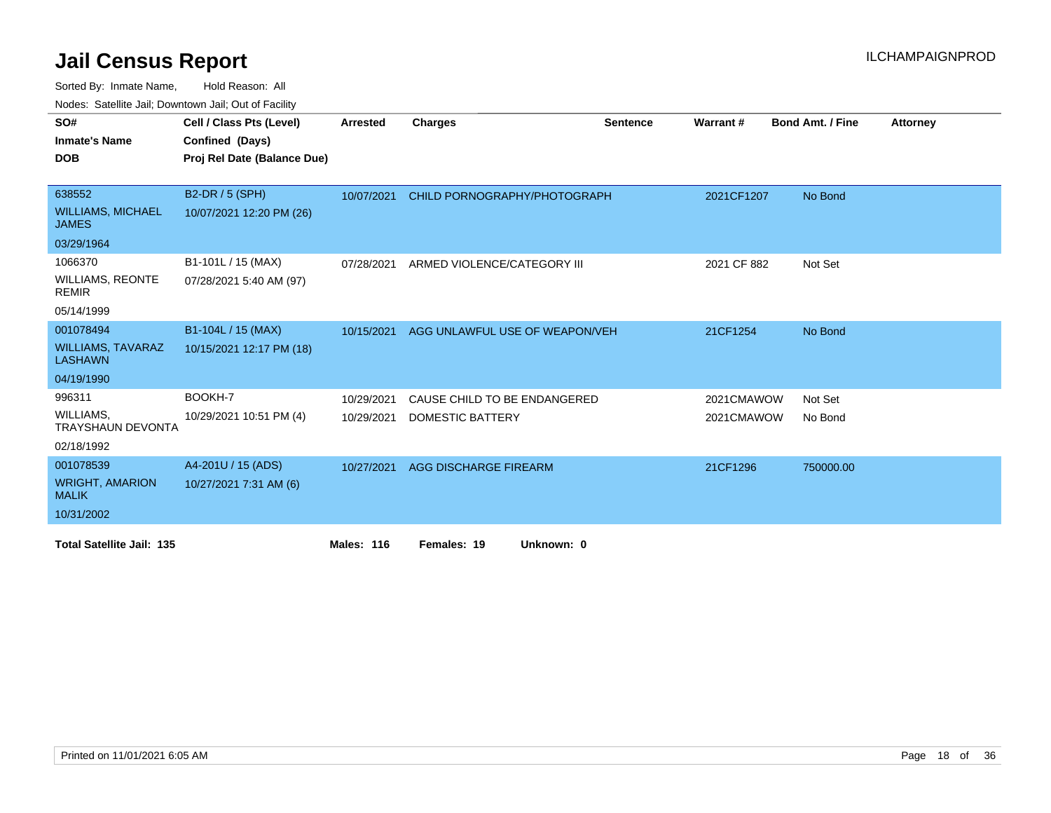# Jail Census Report

ILCHAMPAIGNPROD

Sorted By: Inmate Name, Hold Reason: All

Nodes: Satellite Jail; Downtown Jail; Out of Facility

| SO# / Inmate's Name / DOB | Cell / Class Pts (Level) / Confined (Days) / Proj Rel Date (Balance Due) | Arrested | Charges | Sentence | Warrant # | Bond Amt. / Fine | Attorney |
|---|---|---|---|---|---|---|---|
| 638552<br>WILLIAMS, MICHAEL JAMES<br>03/29/1964 | B2-DR / 5 (SPH)<br>10/07/2021 12:20 PM (26) | 10/07/2021 | CHILD PORNOGRAPHY/PHOTOGRAPH | | 2021CF1207 | No Bond | |
| 1066370<br>WILLIAMS, REONTE REMIR<br>05/14/1999 | B1-101L / 15 (MAX)<br>07/28/2021 5:40 AM (97) | 07/28/2021 | ARMED VIOLENCE/CATEGORY III | | 2021 CF 882 | Not Set | |
| 001078494<br>WILLIAMS, TAVARAZ LASHAWN<br>04/19/1990 | B1-104L / 15 (MAX)<br>10/15/2021 12:17 PM (18) | 10/15/2021 | AGG UNLAWFUL USE OF WEAPON/VEH | | 21CF1254 | No Bond | |
| 996311<br>WILLIAMS, TRAYSHAUN DEVONTA<br>02/18/1992 | BOOKH-7<br>10/29/2021 10:51 PM (4) | 10/29/2021<br>10/29/2021 | CAUSE CHILD TO BE ENDANGERED<br>DOMESTIC BATTERY | | 2021CMAWOW<br>2021CMAWOW | Not Set<br>No Bond | |
| 001078539<br>WRIGHT, AMARION MALIK<br>10/31/2002 | A4-201U / 15 (ADS)<br>10/27/2021 7:31 AM (6) | 10/27/2021 | AGG DISCHARGE FIREARM | | 21CF1296 | 750000.00 | |

**Total Satellite Jail: 135** **Males: 116** **Females: 19** **Unknown: 0**

Printed on 11/01/2021 6:05 AM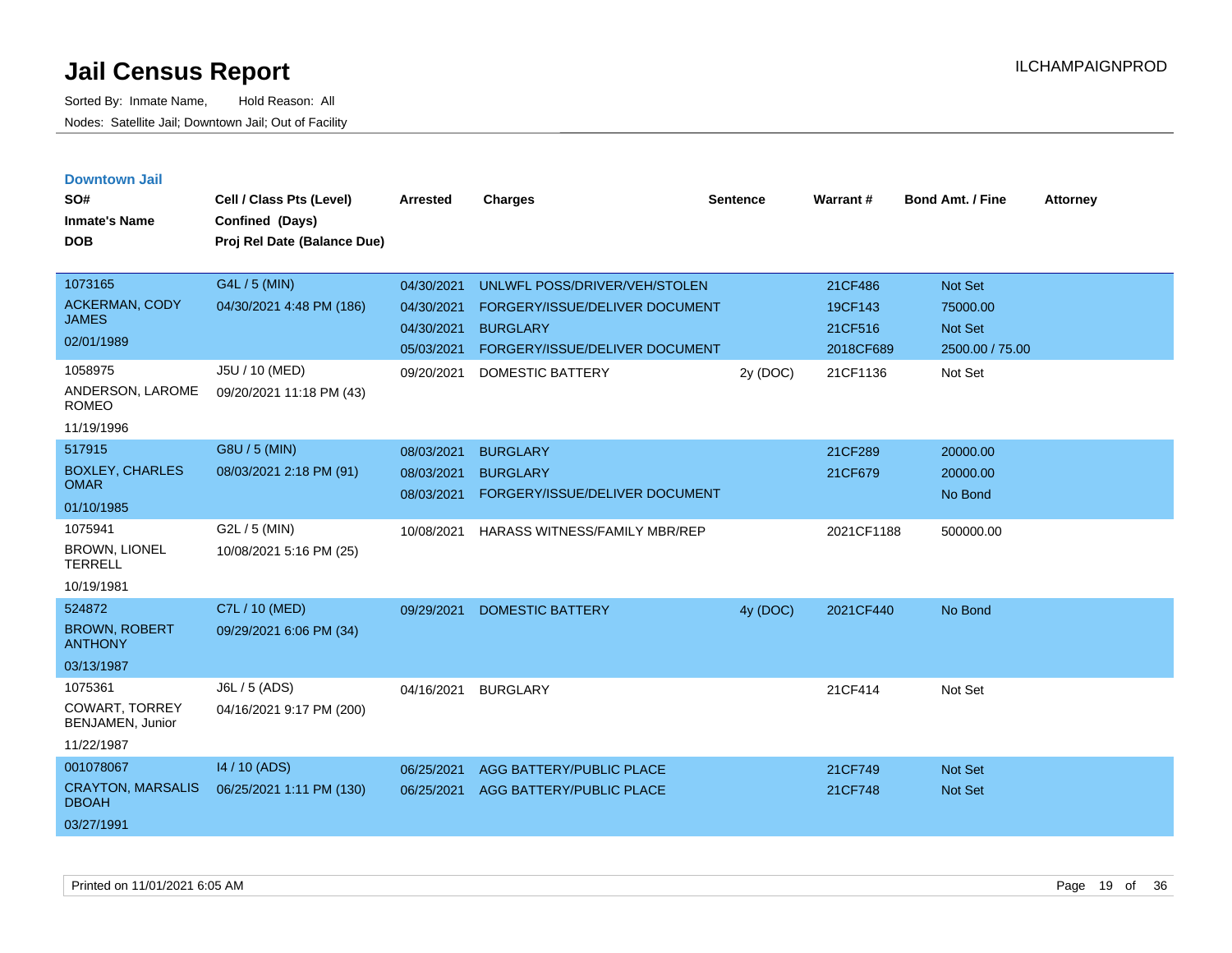# Jail Census Report

Sorted By: Inmate Name, Hold Reason: All

Nodes: Satellite Jail; Downtown Jail; Out of Facility

ILCHAMPAIGNPROD

## Downtown Jail

| SO# / Inmate's Name / DOB | Cell / Class Pts (Level) / Confined (Days) / Proj Rel Date (Balance Due) | Arrested | Charges | Sentence | Warrant # | Bond Amt. / Fine | Attorney |
|---|---|---|---|---|---|---|---|
| 1073165 ACKERMAN, CODY JAMES 02/01/1989 | G4L / 5 (MIN) 04/30/2021 4:48 PM (186) | 04/30/2021 | UNLWFL POSS/DRIVER/VEH/STOLEN | | 21CF486 | Not Set | |
| | | 04/30/2021 | FORGERY/ISSUE/DELIVER DOCUMENT | | 19CF143 | 75000.00 | |
| | | 04/30/2021 | BURGLARY | | 21CF516 | Not Set | |
| | | 05/03/2021 | FORGERY/ISSUE/DELIVER DOCUMENT | | 2018CF689 | 2500.00 / 75.00 | |
| 1058975 ANDERSON, LAROME ROMEO 11/19/1996 | J5U / 10 (MED) 09/20/2021 11:18 PM (43) | 09/20/2021 | DOMESTIC BATTERY | 2y (DOC) | 21CF1136 | Not Set | |
| 517915 BOXLEY, CHARLES OMAR 01/10/1985 | G8U / 5 (MIN) 08/03/2021 2:18 PM (91) | 08/03/2021 | BURGLARY | | 21CF289 | 20000.00 | |
| | | 08/03/2021 | BURGLARY | | 21CF679 | 20000.00 | |
| | | 08/03/2021 | FORGERY/ISSUE/DELIVER DOCUMENT | | | No Bond | |
| 1075941 BROWN, LIONEL TERRELL 10/19/1981 | G2L / 5 (MIN) 10/08/2021 5:16 PM (25) | 10/08/2021 | HARASS WITNESS/FAMILY MBR/REP | | 2021CF1188 | 500000.00 | |
| 524872 BROWN, ROBERT ANTHONY 03/13/1987 | C7L / 10 (MED) 09/29/2021 6:06 PM (34) | 09/29/2021 | DOMESTIC BATTERY | 4y (DOC) | 2021CF440 | No Bond | |
| 1075361 COWART, TORREY BENJAMEN, Junior 11/22/1987 | J6L / 5 (ADS) 04/16/2021 9:17 PM (200) | 04/16/2021 | BURGLARY | | 21CF414 | Not Set | |
| 001078067 CRAYTON, MARSALIS DBOAH 03/27/1991 | I4 / 10 (ADS) 06/25/2021 1:11 PM (130) | 06/25/2021 | AGG BATTERY/PUBLIC PLACE | | 21CF749 | Not Set | |
| | | 06/25/2021 | AGG BATTERY/PUBLIC PLACE | | 21CF748 | Not Set | |

Printed on 11/01/2021 6:05 AM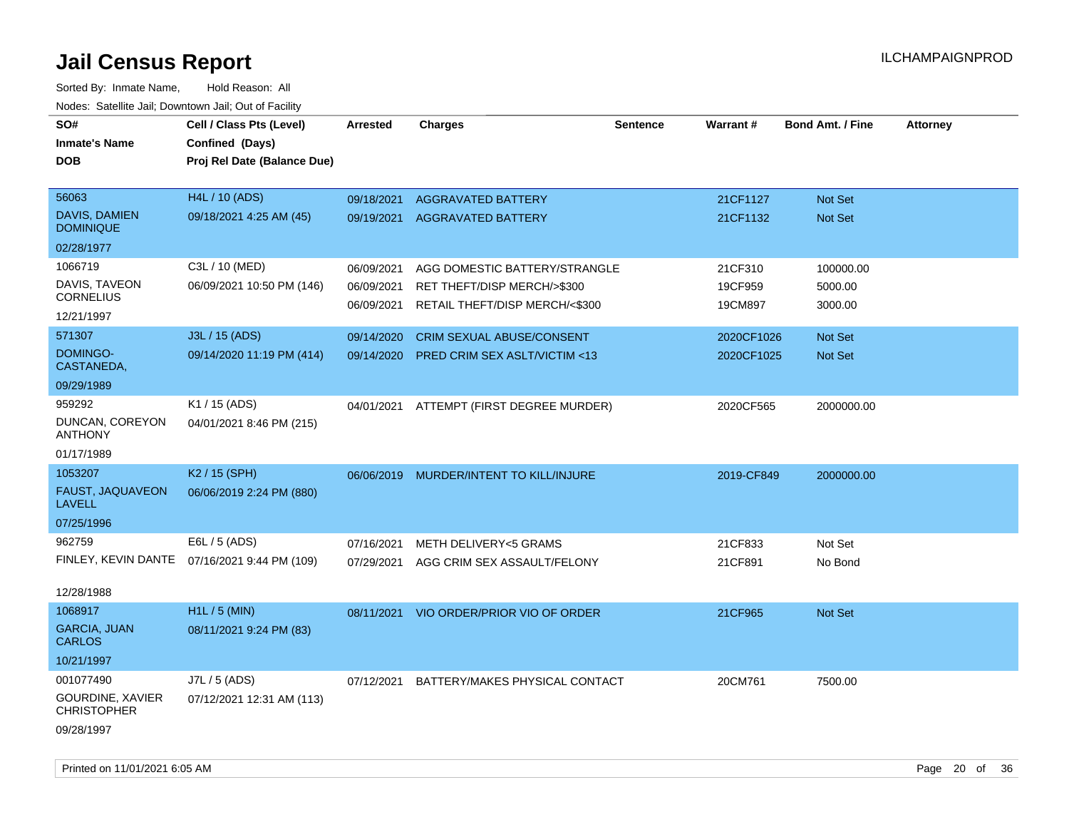# Jail Census Report

Sorted By: Inmate Name, Hold Reason: All

Nodes: Satellite Jail; Downtown Jail; Out of Facility

| SO# / Inmate's Name / DOB | Cell / Class Pts (Level) / Confined (Days) / Proj Rel Date (Balance Due) | Arrested | Charges | Sentence | Warrant # | Bond Amt. / Fine | Attorney |
|---|---|---|---|---|---|---|---|
| 56063<br>DAVIS, DAMIEN DOMINIQUE<br>02/28/1977 | H4L / 10 (ADS)<br>09/18/2021 4:25 AM (45) | 09/18/2021<br>09/19/2021 | AGGRAVATED BATTERY<br>AGGRAVATED BATTERY | | 21CF1127<br>21CF1132 | Not Set<br>Not Set | |
| 1066719<br>DAVIS, TAVEON CORNELIUS<br>12/21/1997 | C3L / 10 (MED)<br>06/09/2021 10:50 PM (146) | 06/09/2021<br>06/09/2021<br>06/09/2021 | AGG DOMESTIC BATTERY/STRANGLE<br>RET THEFT/DISP MERCH/>$300<br>RETAIL THEFT/DISP MERCH/<$300 | | 21CF310<br>19CF959<br>19CM897 | 100000.00<br>5000.00<br>3000.00 | |
| 571307<br>DOMINGO-CASTANEDA,<br>09/29/1989 | J3L / 15 (ADS)<br>09/14/2020 11:19 PM (414) | 09/14/2020<br>09/14/2020 | CRIM SEXUAL ABUSE/CONSENT<br>PRED CRIM SEX ASLT/VICTIM <13 | | 2020CF1026<br>2020CF1025 | Not Set<br>Not Set | |
| 959292<br>DUNCAN, COREYON ANTHONY<br>01/17/1989 | K1 / 15 (ADS)<br>04/01/2021 8:46 PM (215) | 04/01/2021 | ATTEMPT (FIRST DEGREE MURDER) | | 2020CF565 | 2000000.00 | |
| 1053207<br>FAUST, JAQUAVEON LAVELL<br>07/25/1996 | K2 / 15 (SPH)<br>06/06/2019 2:24 PM (880) | 06/06/2019 | MURDER/INTENT TO KILL/INJURE | | 2019-CF849 | 2000000.00 | |
| 962759<br>FINLEY, KEVIN DANTE<br>12/28/1988 | E6L / 5 (ADS)<br>07/16/2021 9:44 PM (109) | 07/16/2021<br>07/29/2021 | METH DELIVERY<5 GRAMS<br>AGG CRIM SEX ASSAULT/FELONY | | 21CF833<br>21CF891 | Not Set<br>No Bond | |
| 1068917<br>GARCIA, JUAN CARLOS<br>10/21/1997 | H1L / 5 (MIN)<br>08/11/2021 9:24 PM (83) | 08/11/2021 | VIO ORDER/PRIOR VIO OF ORDER | | 21CF965 | Not Set | |
| 001077490<br>GOURDINE, XAVIER CHRISTOPHER<br>09/28/1997 | J7L / 5 (ADS)<br>07/12/2021 12:31 AM (113) | 07/12/2021 | BATTERY/MAKES PHYSICAL CONTACT | | 20CM761 | 7500.00 | |

Printed on 11/01/2021 6:05 AM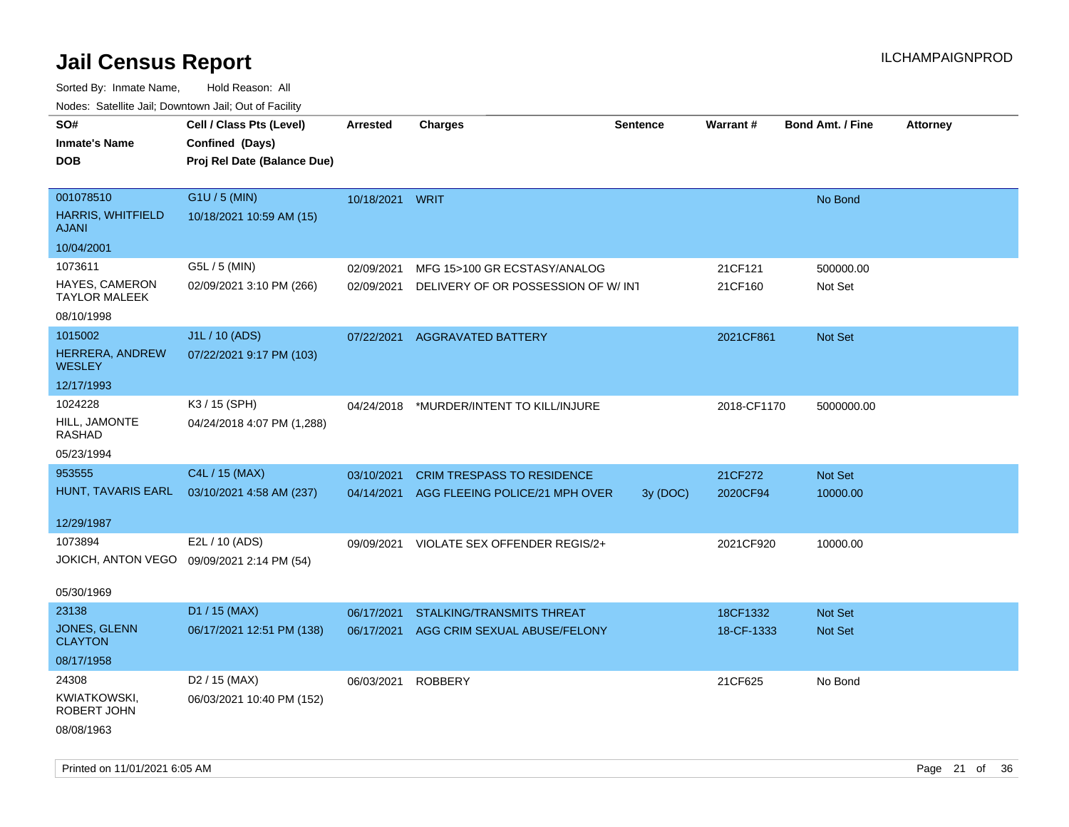# Jail Census Report

ILCHAMPAIGNPROD

Sorted By: Inmate Name, Hold Reason: All

Nodes: Satellite Jail; Downtown Jail; Out of Facility

| SO# / Inmate's Name / DOB | Cell / Class Pts (Level) / Confined (Days) / Proj Rel Date (Balance Due) | Arrested | Charges | Sentence | Warrant # | Bond Amt. / Fine | Attorney |
|---|---|---|---|---|---|---|---|
| 001078510<br>HARRIS, WHITFIELD AJANI<br>10/04/2001 | G1U / 5 (MIN)<br>10/18/2021 10:59 AM (15) | 10/18/2021 | WRIT | | | No Bond | |
| 1073611<br>HAYES, CAMERON TAYLOR MALEEK<br>08/10/1998 | G5L / 5 (MIN)<br>02/09/2021 3:10 PM (266) | 02/09/2021 | MFG 15>100 GR ECSTASY/ANALOG | | 21CF121 | 500000.00 | |
| | | 02/09/2021 | DELIVERY OF OR POSSESSION OF W/ INT | | 21CF160 | Not Set | |
| 1015002<br>HERRERA, ANDREW WESLEY<br>12/17/1993 | J1L / 10 (ADS)<br>07/22/2021 9:17 PM (103) | 07/22/2021 | AGGRAVATED BATTERY | | 2021CF861 | Not Set | |
| 1024228<br>HILL, JAMONTE RASHAD<br>05/23/1994 | K3 / 15 (SPH)<br>04/24/2018 4:07 PM (1,288) | 04/24/2018 | *MURDER/INTENT TO KILL/INJURE | | 2018-CF1170 | 5000000.00 | |
| 953555<br>HUNT, TAVARIS EARL<br>12/29/1987 | C4L / 15 (MAX)<br>03/10/2021 4:58 AM (237) | 03/10/2021 | CRIM TRESPASS TO RESIDENCE | | 21CF272 | Not Set | |
| | | 04/14/2021 | AGG FLEEING POLICE/21 MPH OVER | 3y (DOC) | 2020CF94 | 10000.00 | |
| 1073894<br>JOKICH, ANTON VEGO<br>05/30/1969 | E2L / 10 (ADS)<br>09/09/2021 2:14 PM (54) | 09/09/2021 | VIOLATE SEX OFFENDER REGIS/2+ | | 2021CF920 | 10000.00 | |
| 23138<br>JONES, GLENN CLAYTON<br>08/17/1958 | D1 / 15 (MAX)<br>06/17/2021 12:51 PM (138) | 06/17/2021 | STALKING/TRANSMITS THREAT | | 18CF1332 | Not Set | |
| | | 06/17/2021 | AGG CRIM SEXUAL ABUSE/FELONY | | 18-CF-1333 | Not Set | |
| 24308<br>KWIATKOWSKI, ROBERT JOHN<br>08/08/1963 | D2 / 15 (MAX)<br>06/03/2021 10:40 PM (152) | 06/03/2021 | ROBBERY | | 21CF625 | No Bond | |

Printed on 11/01/2021 6:05 AM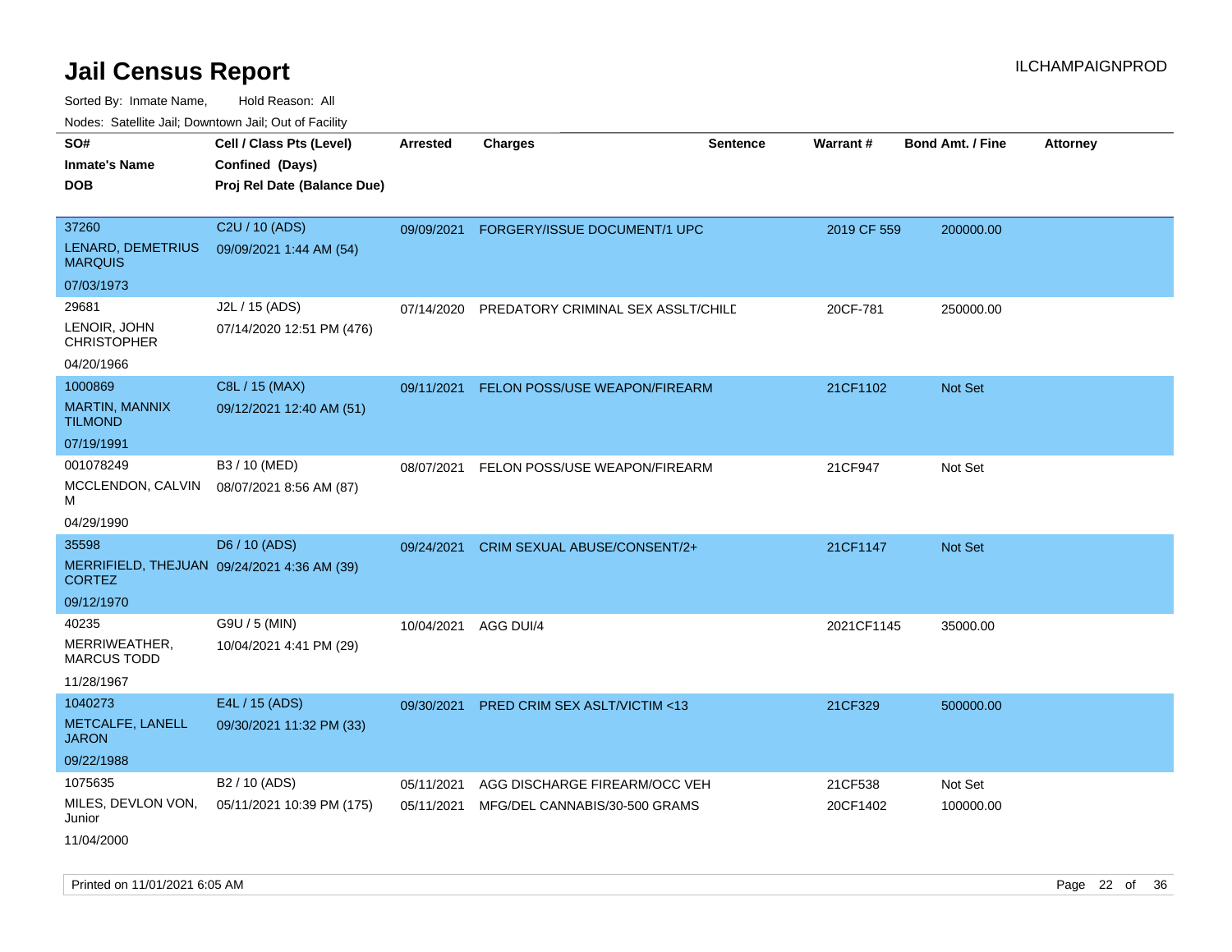# Jail Census Report

ILCHAMPAIGNPROD

Sorted By: Inmate Name, Hold Reason: All

Nodes: Satellite Jail; Downtown Jail; Out of Facility

| SO# / Inmate's Name / DOB | Cell / Class Pts (Level) / Confined (Days) / Proj Rel Date (Balance Due) | Arrested | Charges | Sentence | Warrant # | Bond Amt. / Fine | Attorney |
|---|---|---|---|---|---|---|---|
| 37260<br>LENARD, DEMETRIUS MARQUIS<br>07/03/1973 | C2U / 10 (ADS)<br>09/09/2021 1:44 AM (54) | 09/09/2021 | FORGERY/ISSUE DOCUMENT/1 UPC | | 2019 CF 559 | 200000.00 | |
| 29681<br>LENOIR, JOHN CHRISTOPHER<br>04/20/1966 | J2L / 15 (ADS)<br>07/14/2020 12:51 PM (476) | 07/14/2020 | PREDATORY CRIMINAL SEX ASSLT/CHILD | | 20CF-781 | 250000.00 | |
| 1000869<br>MARTIN, MANNIX TILMOND<br>07/19/1991 | C8L / 15 (MAX)<br>09/12/2021 12:40 AM (51) | 09/11/2021 | FELON POSS/USE WEAPON/FIREARM | | 21CF1102 | Not Set | |
| 001078249<br>MCCLENDON, CALVIN M<br>04/29/1990 | B3 / 10 (MED)<br>08/07/2021 8:56 AM (87) | 08/07/2021 | FELON POSS/USE WEAPON/FIREARM | | 21CF947 | Not Set | |
| 35598<br>MERRIFIELD, THEJUAN CORTEZ<br>09/12/1970 | D6 / 10 (ADS)<br>09/24/2021 4:36 AM (39) | 09/24/2021 | CRIM SEXUAL ABUSE/CONSENT/2+ | | 21CF1147 | Not Set | |
| 40235<br>MERRIWEATHER, MARCUS TODD<br>11/28/1967 | G9U / 5 (MIN)<br>10/04/2021 4:41 PM (29) | 10/04/2021 | AGG DUI/4 | | 2021CF1145 | 35000.00 | |
| 1040273<br>METCALFE, LANELL JARON<br>09/22/1988 | E4L / 15 (ADS)<br>09/30/2021 11:32 PM (33) | 09/30/2021 | PRED CRIM SEX ASLT/VICTIM <13 | | 21CF329 | 500000.00 | |
| 1075635<br>MILES, DEVLON VON, Junior<br>11/04/2000 | B2 / 10 (ADS)<br>05/11/2021 10:39 PM (175) | 05/11/2021<br>05/11/2021 | AGG DISCHARGE FIREARM/OCC VEH<br>MFG/DEL CANNABIS/30-500 GRAMS | | 21CF538<br>20CF1402 | Not Set<br>100000.00 | |

Printed on 11/01/2021 6:05 AM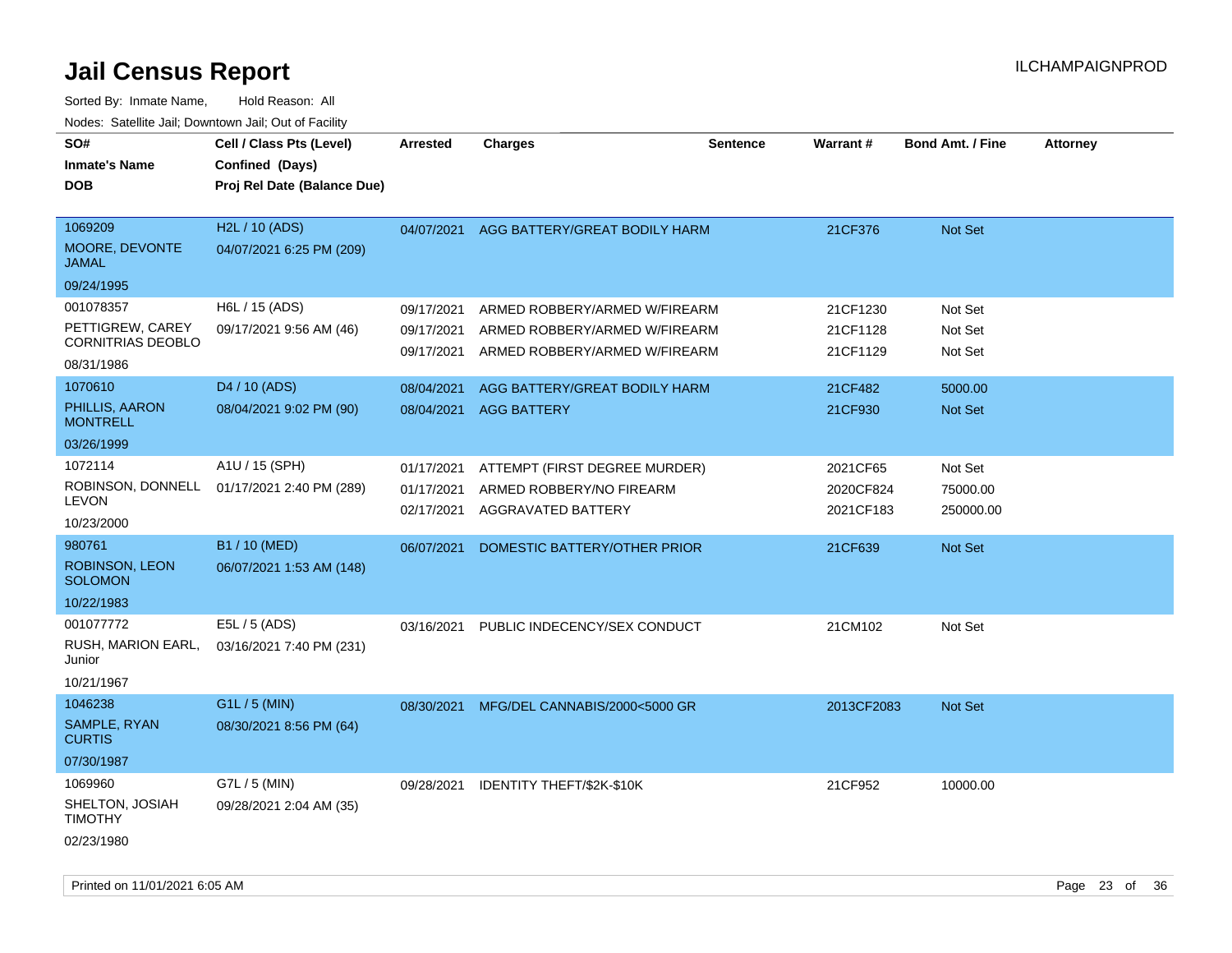# Jail Census Report

Sorted By: Inmate Name, Hold Reason: All

Nodes: Satellite Jail; Downtown Jail; Out of Facility

| SO# / Inmate's Name / DOB | Cell / Class Pts (Level) / Confined (Days) / Proj Rel Date (Balance Due) | Arrested | Charges | Sentence | Warrant # | Bond Amt. / Fine | Attorney |
|---|---|---|---|---|---|---|---|
| 1069209<br>MOORE, DEVONTE JAMAL<br>09/24/1995 | H2L / 10 (ADS)<br>04/07/2021 6:25 PM (209) | 04/07/2021 | AGG BATTERY/GREAT BODILY HARM | | 21CF376 | Not Set | |
| 001078357<br>PETTIGREW, CAREY CORNITRIAS DEOBLO<br>08/31/1986 | H6L / 15 (ADS)<br>09/17/2021 9:56 AM (46) | 09/17/2021<br>09/17/2021<br>09/17/2021 | ARMED ROBBERY/ARMED W/FIREARM<br>ARMED ROBBERY/ARMED W/FIREARM<br>ARMED ROBBERY/ARMED W/FIREARM | | 21CF1230<br>21CF1128<br>21CF1129 | Not Set<br>Not Set<br>Not Set | |
| 1070610<br>PHILLIS, AARON MONTRELL<br>03/26/1999 | D4 / 10 (ADS)<br>08/04/2021 9:02 PM (90) | 08/04/2021<br>08/04/2021 | AGG BATTERY/GREAT BODILY HARM<br>AGG BATTERY | | 21CF482<br>21CF930 | 5000.00<br>Not Set | |
| 1072114<br>ROBINSON, DONNELL LEVON<br>10/23/2000 | A1U / 15 (SPH)<br>01/17/2021 2:40 PM (289) | 01/17/2021<br>01/17/2021<br>02/17/2021 | ATTEMPT (FIRST DEGREE MURDER)<br>ARMED ROBBERY/NO FIREARM<br>AGGRAVATED BATTERY | | 2021CF65<br>2020CF824<br>2021CF183 | Not Set<br>75000.00<br>250000.00 | |
| 980761<br>ROBINSON, LEON SOLOMON<br>10/22/1983 | B1 / 10 (MED)<br>06/07/2021 1:53 AM (148) | 06/07/2021 | DOMESTIC BATTERY/OTHER PRIOR | | 21CF639 | Not Set | |
| 001077772<br>RUSH, MARION EARL, Junior<br>10/21/1967 | E5L / 5 (ADS)<br>03/16/2021 7:40 PM (231) | 03/16/2021 | PUBLIC INDECENCY/SEX CONDUCT | | 21CM102 | Not Set | |
| 1046238<br>SAMPLE, RYAN CURTIS<br>07/30/1987 | G1L / 5 (MIN)<br>08/30/2021 8:56 PM (64) | 08/30/2021 | MFG/DEL CANNABIS/2000<5000 GR | | 2013CF2083 | Not Set | |
| 1069960<br>SHELTON, JOSIAH TIMOTHY<br>02/23/1980 | G7L / 5 (MIN)<br>09/28/2021 2:04 AM (35) | 09/28/2021 | IDENTITY THEFT/$2K-$10K | | 21CF952 | 10000.00 | |

Printed on 11/01/2021 6:05 AM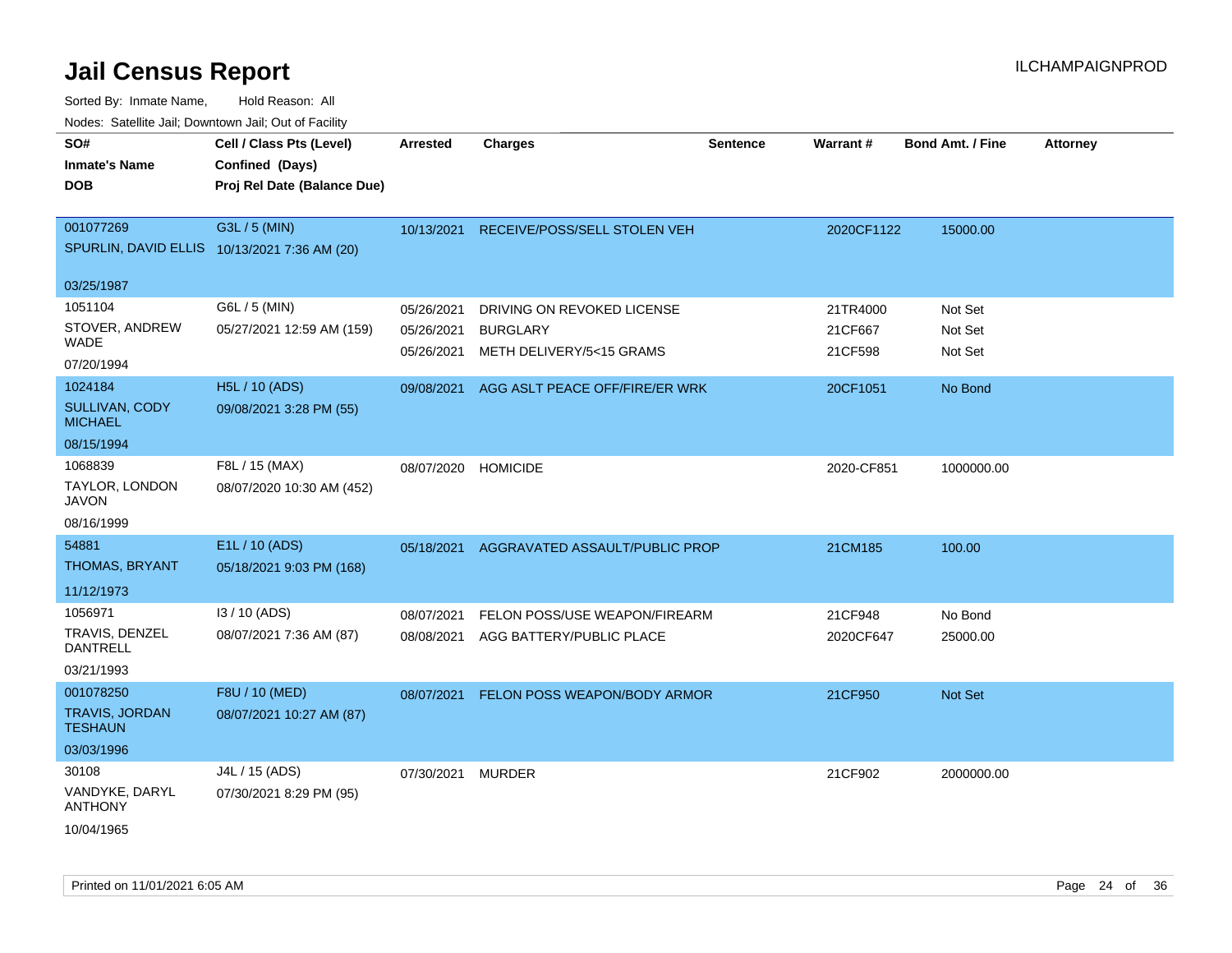# Jail Census Report

ILCHAMPAIGNPROD

Sorted By: Inmate Name, Hold Reason: All

Nodes: Satellite Jail; Downtown Jail; Out of Facility

| SO# / Inmate's Name / DOB | Cell / Class Pts (Level) / Confined (Days) / Proj Rel Date (Balance Due) | Arrested | Charges | Sentence | Warrant # | Bond Amt. / Fine | Attorney |
|---|---|---|---|---|---|---|---|
| 001077269<br>SPURLIN, DAVID ELLIS<br>03/25/1987 | G3L / 5 (MIN)<br>10/13/2021 7:36 AM (20) | 10/13/2021 | RECEIVE/POSS/SELL STOLEN VEH | | 2020CF1122 | 15000.00 | |
| 1051104<br>STOVER, ANDREW WADE<br>07/20/1994 | G6L / 5 (MIN)<br>05/27/2021 12:59 AM (159) | 05/26/2021<br>05/26/2021<br>05/26/2021 | DRIVING ON REVOKED LICENSE<br>BURGLARY<br>METH DELIVERY/5<15 GRAMS | | 21TR4000<br>21CF667<br>21CF598 | Not Set<br>Not Set<br>Not Set | |
| 1024184<br>SULLIVAN, CODY MICHAEL<br>08/15/1994 | H5L / 10 (ADS)<br>09/08/2021 3:28 PM (55) | 09/08/2021 | AGG ASLT PEACE OFF/FIRE/ER WRK | | 20CF1051 | No Bond | |
| 1068839<br>TAYLOR, LONDON JAVON<br>08/16/1999 | F8L / 15 (MAX)<br>08/07/2020 10:30 AM (452) | 08/07/2020 | HOMICIDE | | 2020-CF851 | 1000000.00 | |
| 54881<br>THOMAS, BRYANT<br>11/12/1973 | E1L / 10 (ADS)<br>05/18/2021 9:03 PM (168) | 05/18/2021 | AGGRAVATED ASSAULT/PUBLIC PROP | | 21CM185 | 100.00 | |
| 1056971<br>TRAVIS, DENZEL DANTRELL<br>03/21/1993 | I3 / 10 (ADS)<br>08/07/2021 7:36 AM (87) | 08/07/2021<br>08/08/2021 | FELON POSS/USE WEAPON/FIREARM<br>AGG BATTERY/PUBLIC PLACE | | 21CF948<br>2020CF647 | No Bond<br>25000.00 | |
| 001078250<br>TRAVIS, JORDAN TESHAUN<br>03/03/1996 | F8U / 10 (MED)<br>08/07/2021 10:27 AM (87) | 08/07/2021 | FELON POSS WEAPON/BODY ARMOR | | 21CF950 | Not Set | |
| 30108<br>VANDYKE, DARYL ANTHONY<br>10/04/1965 | J4L / 15 (ADS)<br>07/30/2021 8:29 PM (95) | 07/30/2021 | MURDER | | 21CF902 | 2000000.00 | |

Printed on 11/01/2021 6:05 AM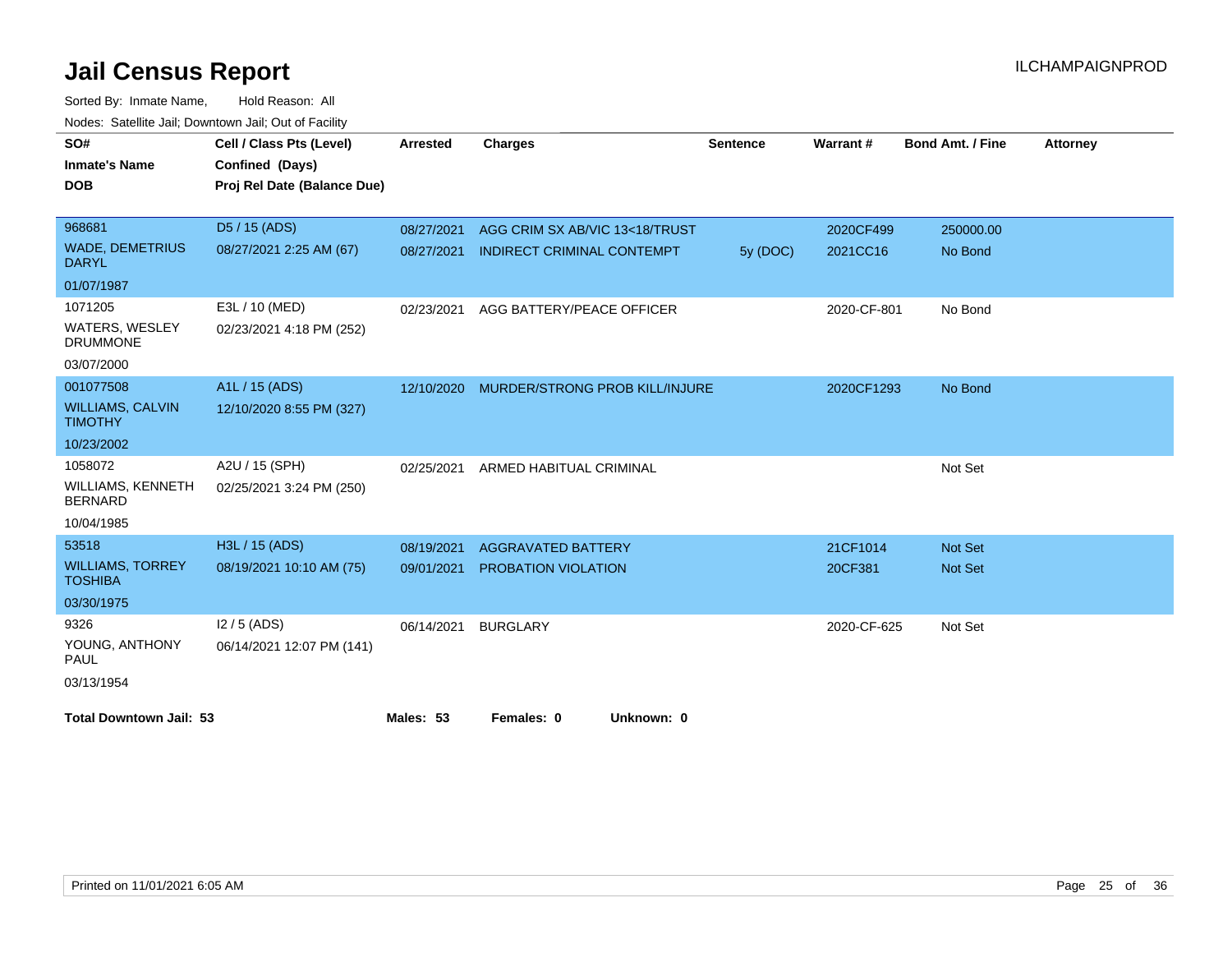# Jail Census Report

ILCHAMPAIGNPROD

Sorted By: Inmate Name, Hold Reason: All

Nodes: Satellite Jail; Downtown Jail; Out of Facility

| SO# / Inmate's Name / DOB | Cell / Class Pts (Level) / Confined (Days) / Proj Rel Date (Balance Due) | Arrested | Charges | Sentence | Warrant # | Bond Amt. / Fine | Attorney |
|---|---|---|---|---|---|---|---|
| 968681<br>WADE, DEMETRIUS DARYL<br>01/07/1987 | D5 / 15 (ADS)<br>08/27/2021 2:25 AM (67) | 08/27/2021 | AGG CRIM SX AB/VIC 13<18/TRUST | | 2020CF499 | 250000.00 | |
| | | 08/27/2021 | INDIRECT CRIMINAL CONTEMPT | 5y (DOC) | 2021CC16 | No Bond | |
| 1071205<br>WATERS, WESLEY DRUMMONE<br>03/07/2000 | E3L / 10 (MED)<br>02/23/2021 4:18 PM (252) | 02/23/2021 | AGG BATTERY/PEACE OFFICER | | 2020-CF-801 | No Bond | |
| 001077508<br>WILLIAMS, CALVIN TIMOTHY<br>10/23/2002 | A1L / 15 (ADS)<br>12/10/2020 8:55 PM (327) | 12/10/2020 | MURDER/STRONG PROB KILL/INJURE | | 2020CF1293 | No Bond | |
| 1058072<br>WILLIAMS, KENNETH BERNARD<br>10/04/1985 | A2U / 15 (SPH)<br>02/25/2021 3:24 PM (250) | 02/25/2021 | ARMED HABITUAL CRIMINAL | | | Not Set | |
| 53518<br>WILLIAMS, TORREY TOSHIBA<br>03/30/1975 | H3L / 15 (ADS)<br>08/19/2021 10:10 AM (75) | 08/19/2021 | AGGRAVATED BATTERY | | 21CF1014 | Not Set | |
| | | 09/01/2021 | PROBATION VIOLATION | | 20CF381 | Not Set | |
| 9326<br>YOUNG, ANTHONY PAUL<br>03/13/1954 | I2 / 5 (ADS)<br>06/14/2021 12:07 PM (141) | 06/14/2021 | BURGLARY | | 2020-CF-625 | Not Set | |

**Total Downtown Jail: 53** **Males: 53** **Females: 0** **Unknown: 0**

Printed on 11/01/2021 6:05 AM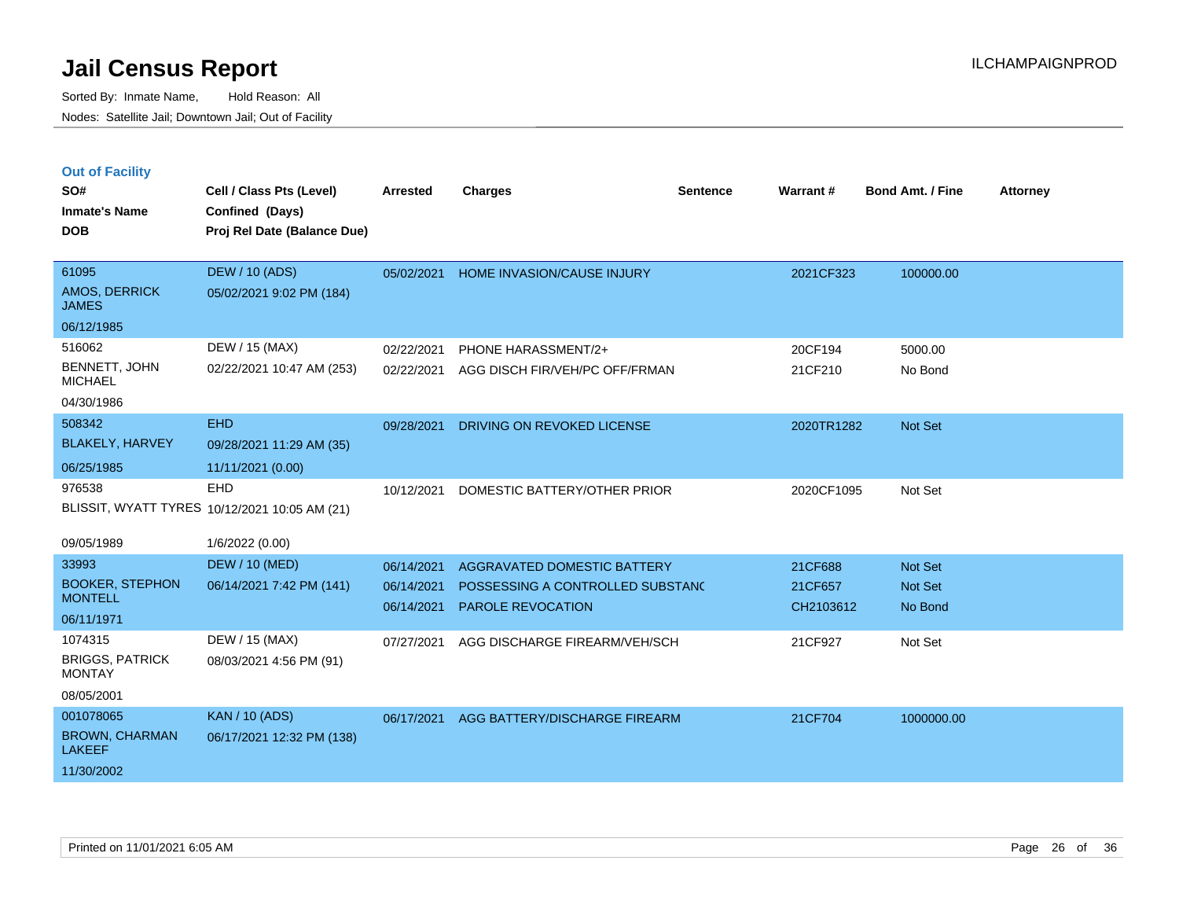# Jail Census Report

Sorted By: Inmate Name, Hold Reason: All

Nodes: Satellite Jail; Downtown Jail; Out of Facility

ILCHAMPAIGNPROD

## Out of Facility

| SO# / Inmate's Name / DOB | Cell / Class Pts (Level) / Confined (Days) / Proj Rel Date (Balance Due) | Arrested | Charges | Sentence | Warrant # | Bond Amt. / Fine | Attorney |
|---|---|---|---|---|---|---|---|
| 61095<br>AMOS, DERRICK JAMES<br>06/12/1985 | DEW / 10 (ADS)<br>05/02/2021 9:02 PM (184) | 05/02/2021 | HOME INVASION/CAUSE INJURY | | 2021CF323 | 100000.00 | |
| 516062<br>BENNETT, JOHN MICHAEL<br>04/30/1986 | DEW / 15 (MAX)<br>02/22/2021 10:47 AM (253) | 02/22/2021<br>02/22/2021 | PHONE HARASSMENT/2+<br>AGG DISCH FIR/VEH/PC OFF/FRMAN | | 20CF194<br>21CF210 | 5000.00<br>No Bond | |
| 508342<br>BLAKELY, HARVEY<br>06/25/1985 | EHD<br>09/28/2021 11:29 AM (35)<br>11/11/2021 (0.00) | 09/28/2021 | DRIVING ON REVOKED LICENSE | | 2020TR1282 | Not Set | |
| 976538<br>BLISSIT, WYATT TYRES<br>09/05/1989 | EHD<br>10/12/2021 10:05 AM (21)<br>1/6/2022 (0.00) | 10/12/2021 | DOMESTIC BATTERY/OTHER PRIOR | | 2020CF1095 | Not Set | |
| 33993<br>BOOKER, STEPHON MONTELL<br>06/11/1971 | DEW / 10 (MED)<br>06/14/2021 7:42 PM (141) | 06/14/2021<br>06/14/2021<br>06/14/2021 | AGGRAVATED DOMESTIC BATTERY<br>POSSESSING A CONTROLLED SUBSTANC<br>PAROLE REVOCATION | | 21CF688<br>21CF657<br>CH2103612 | Not Set<br>Not Set<br>No Bond | |
| 1074315<br>BRIGGS, PATRICK MONTAY<br>08/05/2001 | DEW / 15 (MAX)<br>08/03/2021 4:56 PM (91) | 07/27/2021 | AGG DISCHARGE FIREARM/VEH/SCH | | 21CF927 | Not Set | |
| 001078065<br>BROWN, CHARMAN LAKEEF<br>11/30/2002 | KAN / 10 (ADS)<br>06/17/2021 12:32 PM (138) | 06/17/2021 | AGG BATTERY/DISCHARGE FIREARM | | 21CF704 | 1000000.00 | |

Printed on 11/01/2021 6:05 AM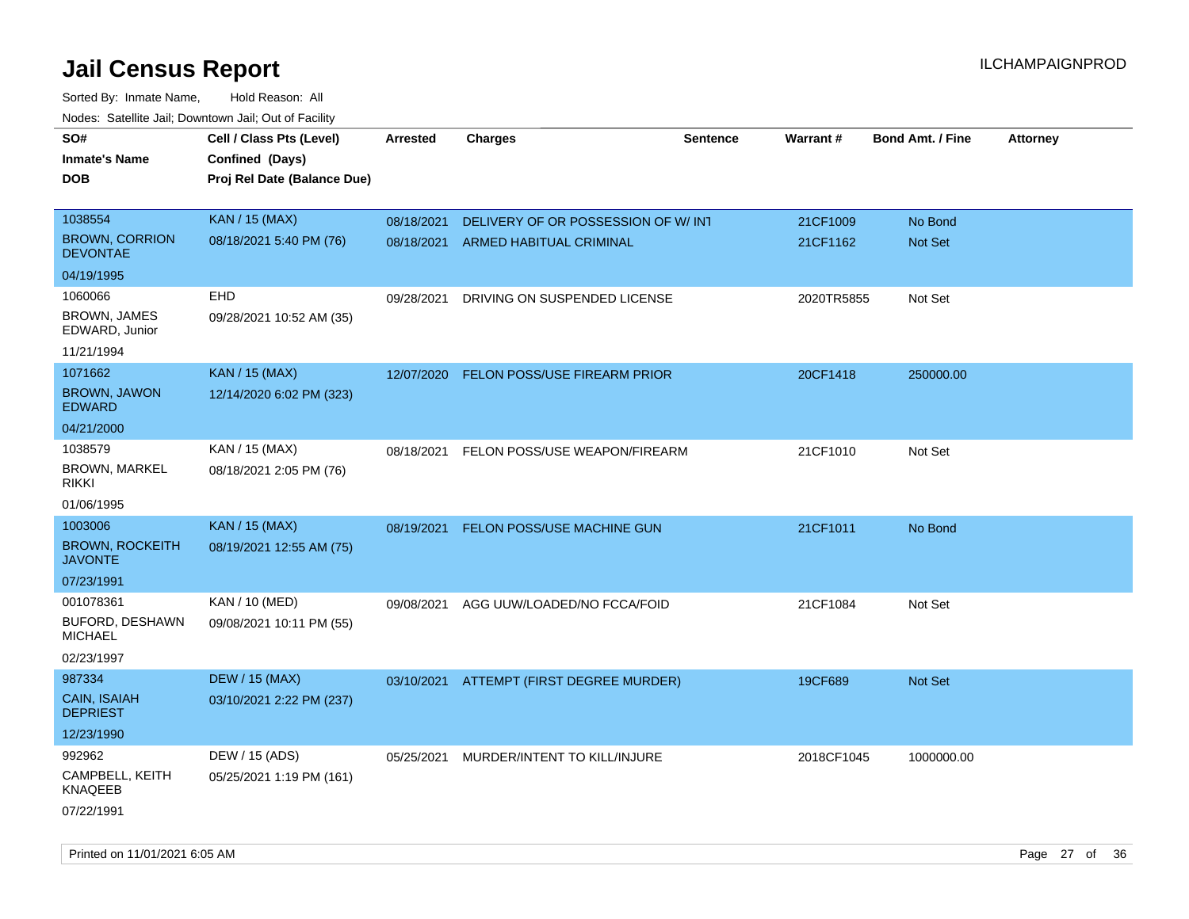# Jail Census Report

Sorted By: Inmate Name, Hold Reason: All

Nodes: Satellite Jail; Downtown Jail; Out of Facility

| SO# / Inmate's Name / DOB | Cell / Class Pts (Level) / Confined (Days) / Proj Rel Date (Balance Due) | Arrested | Charges | Sentence | Warrant # | Bond Amt. / Fine | Attorney |
|---|---|---|---|---|---|---|---|
| 1038554<br>BROWN, CORRION DEVONTAE<br>04/19/1995 | KAN / 15 (MAX)<br>08/18/2021 5:40 PM (76) | 08/18/2021<br>08/18/2021 | DELIVERY OF OR POSSESSION OF W/ INT<br>ARMED HABITUAL CRIMINAL | | 21CF1009<br>21CF1162 | No Bond<br>Not Set | |
| 1060066<br>BROWN, JAMES EDWARD, Junior<br>11/21/1994 | EHD<br>09/28/2021 10:52 AM (35) | 09/28/2021 | DRIVING ON SUSPENDED LICENSE | | 2020TR5855 | Not Set | |
| 1071662<br>BROWN, JAWON EDWARD<br>04/21/2000 | KAN / 15 (MAX)<br>12/14/2020 6:02 PM (323) | 12/07/2020 | FELON POSS/USE FIREARM PRIOR | | 20CF1418 | 250000.00 | |
| 1038579<br>BROWN, MARKEL RIKKI<br>01/06/1995 | KAN / 15 (MAX)<br>08/18/2021 2:05 PM (76) | 08/18/2021 | FELON POSS/USE WEAPON/FIREARM | | 21CF1010 | Not Set | |
| 1003006<br>BROWN, ROCKEITH JAVONTE<br>07/23/1991 | KAN / 15 (MAX)<br>08/19/2021 12:55 AM (75) | 08/19/2021 | FELON POSS/USE MACHINE GUN | | 21CF1011 | No Bond | |
| 001078361<br>BUFORD, DESHAWN MICHAEL<br>02/23/1997 | KAN / 10 (MED)<br>09/08/2021 10:11 PM (55) | 09/08/2021 | AGG UUW/LOADED/NO FCCA/FOID | | 21CF1084 | Not Set | |
| 987334<br>CAIN, ISAIAH DEPRIEST<br>12/23/1990 | DEW / 15 (MAX)<br>03/10/2021 2:22 PM (237) | 03/10/2021 | ATTEMPT (FIRST DEGREE MURDER) | | 19CF689 | Not Set | |
| 992962<br>CAMPBELL, KEITH KNAQEEB<br>07/22/1991 | DEW / 15 (ADS)<br>05/25/2021 1:19 PM (161) | 05/25/2021 | MURDER/INTENT TO KILL/INJURE | | 2018CF1045 | 1000000.00 | |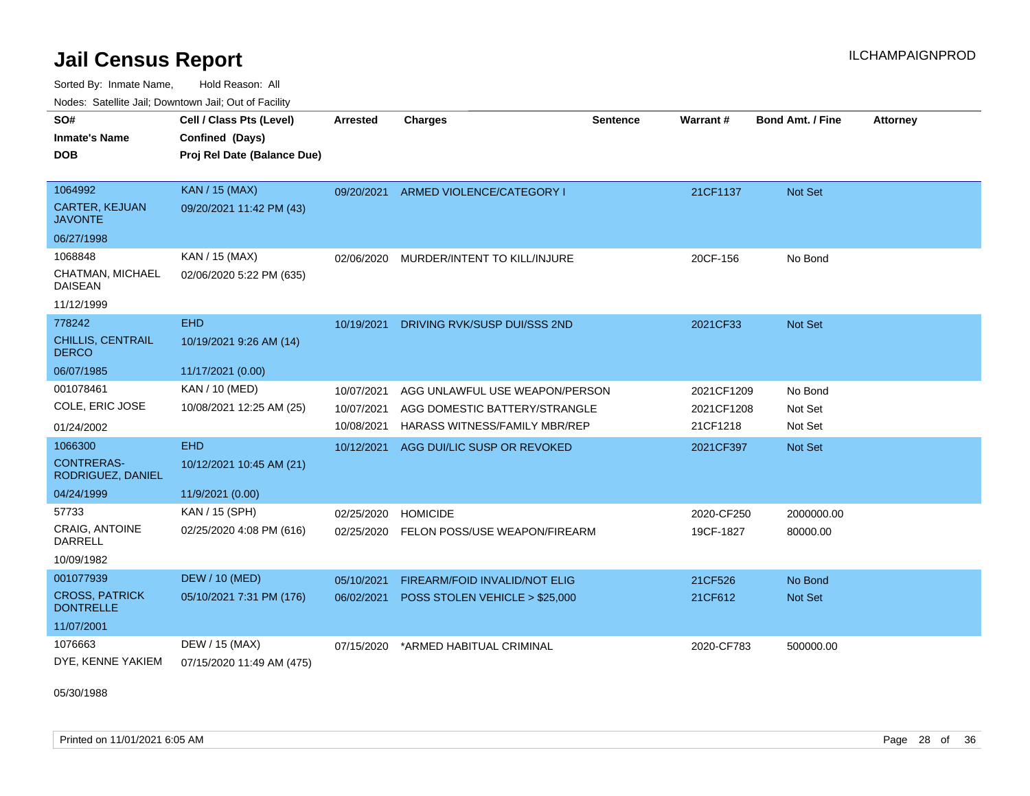# Jail Census Report

ILCHAMPAIGNPROD

Sorted By: Inmate Name, Hold Reason: All

Nodes: Satellite Jail; Downtown Jail; Out of Facility

| SO# / Inmate's Name / DOB | Cell / Class Pts (Level) / Confined (Days) / Proj Rel Date (Balance Due) | Arrested | Charges | Sentence | Warrant # | Bond Amt. / Fine | Attorney |
|---|---|---|---|---|---|---|---|
| 1064992<br>CARTER, KEJUAN JAVONTE<br>06/27/1998 | KAN / 15 (MAX)<br>09/20/2021 11:42 PM (43) | 09/20/2021 | ARMED VIOLENCE/CATEGORY I | | 21CF1137 | Not Set | |
| 1068848<br>CHATMAN, MICHAEL DAISEAN<br>11/12/1999 | KAN / 15 (MAX)<br>02/06/2020 5:22 PM (635) | 02/06/2020 | MURDER/INTENT TO KILL/INJURE | | 20CF-156 | No Bond | |
| 778242<br>CHILLIS, CENTRAIL DERCO<br>06/07/1985 | EHD<br>10/19/2021 9:26 AM (14)<br>11/17/2021 (0.00) | 10/19/2021 | DRIVING RVK/SUSP DUI/SSS 2ND | | 2021CF33 | Not Set | |
| 001078461<br>COLE, ERIC JOSE<br>01/24/2002 | KAN / 10 (MED)<br>10/08/2021 12:25 AM (25) | 10/07/2021<br>10/07/2021<br>10/08/2021 | AGG UNLAWFUL USE WEAPON/PERSON<br>AGG DOMESTIC BATTERY/STRANGLE<br>HARASS WITNESS/FAMILY MBR/REP | | 2021CF1209<br>2021CF1208<br>21CF1218 | No Bond<br>Not Set<br>Not Set | |
| 1066300<br>CONTRERAS-RODRIGUEZ, DANIEL<br>04/24/1999 | EHD<br>10/12/2021 10:45 AM (21)<br>11/9/2021 (0.00) | 10/12/2021 | AGG DUI/LIC SUSP OR REVOKED | | 2021CF397 | Not Set | |
| 57733<br>CRAIG, ANTOINE DARRELL<br>10/09/1982 | KAN / 15 (SPH)<br>02/25/2020 4:08 PM (616) | 02/25/2020<br>02/25/2020 | HOMICIDE<br>FELON POSS/USE WEAPON/FIREARM | | 2020-CF250<br>19CF-1827 | 2000000.00<br>80000.00 | |
| 001077939<br>CROSS, PATRICK DONTRELLE<br>11/07/2001 | DEW / 10 (MED)<br>05/10/2021 7:31 PM (176) | 05/10/2021<br>06/02/2021 | FIREARM/FOID INVALID/NOT ELIG<br>POSS STOLEN VEHICLE > $25,000 | | 21CF526<br>21CF612 | No Bond<br>Not Set | |
| 1076663<br>DYE, KENNE YAKIEM<br>05/30/1988 | DEW / 15 (MAX)<br>07/15/2020 11:49 AM (475) | 07/15/2020 | *ARMED HABITUAL CRIMINAL | | 2020-CF783 | 500000.00 | |

Printed on 11/01/2021 6:05 AM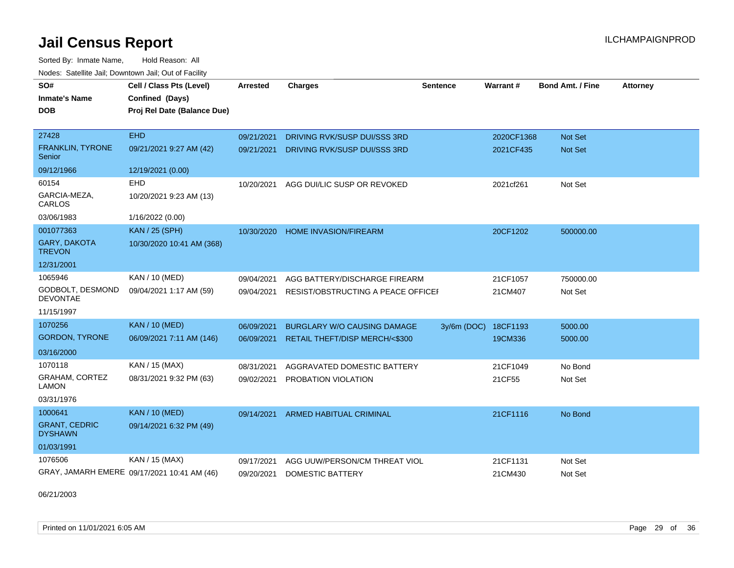# Jail Census Report

Sorted By: Inmate Name, Hold Reason: All

Nodes: Satellite Jail; Downtown Jail; Out of Facility

| SO# / Inmate's Name / DOB | Cell / Class Pts (Level) / Confined (Days) / Proj Rel Date (Balance Due) | Arrested | Charges | Sentence | Warrant # | Bond Amt. / Fine | Attorney |
|---|---|---|---|---|---|---|---|
| 27428 FRANKLIN, TYRONE Senior 09/12/1966 | EHD 09/21/2021 9:27 AM (42) 12/19/2021 (0.00) | 09/21/2021 | DRIVING RVK/SUSP DUI/SSS 3RD | | 2020CF1368 | Not Set | |
| | | 09/21/2021 | DRIVING RVK/SUSP DUI/SSS 3RD | | 2021CF435 | Not Set | |
| 60154 GARCIA-MEZA, CARLOS 03/06/1983 | EHD 10/20/2021 9:23 AM (13) 1/16/2022 (0.00) | 10/20/2021 | AGG DUI/LIC SUSP OR REVOKED | | 2021cf261 | Not Set | |
| 001077363 GARY, DAKOTA TREVON 12/31/2001 | KAN / 25 (SPH) 10/30/2020 10:41 AM (368) | 10/30/2020 | HOME INVASION/FIREARM | | 20CF1202 | 500000.00 | |
| 1065946 GODBOLT, DESMOND DEVONTAE 11/15/1997 | KAN / 10 (MED) 09/04/2021 1:17 AM (59) | 09/04/2021 | AGG BATTERY/DISCHARGE FIREARM | | 21CF1057 | 750000.00 | |
| | | 09/04/2021 | RESIST/OBSTRUCTING A PEACE OFFICEI | | 21CM407 | Not Set | |
| 1070256 GORDON, TYRONE 03/16/2000 | KAN / 10 (MED) 06/09/2021 7:11 AM (146) | 06/09/2021 | BURGLARY W/O CAUSING DAMAGE | 3y/6m (DOC) | 18CF1193 | 5000.00 | |
| | | 06/09/2021 | RETAIL THEFT/DISP MERCH/<$300 | | 19CM336 | 5000.00 | |
| 1070118 GRAHAM, CORTEZ LAMON 03/31/1976 | KAN / 15 (MAX) 08/31/2021 9:32 PM (63) | 08/31/2021 | AGGRAVATED DOMESTIC BATTERY | | 21CF1049 | No Bond | |
| | | 09/02/2021 | PROBATION VIOLATION | | 21CF55 | Not Set | |
| 1000641 GRANT, CEDRIC DYSHAWN 01/03/1991 | KAN / 10 (MED) 09/14/2021 6:32 PM (49) | 09/14/2021 | ARMED HABITUAL CRIMINAL | | 21CF1116 | No Bond | |
| 1076506 GRAY, JAMARH EMERE 06/21/2003 | KAN / 15 (MAX) 09/17/2021 10:41 AM (46) | 09/17/2021 | AGG UUW/PERSON/CM THREAT VIOL | | 21CF1131 | Not Set | |
| | | 09/20/2021 | DOMESTIC BATTERY | | 21CM430 | Not Set | |

Printed on 11/01/2021 6:05 AM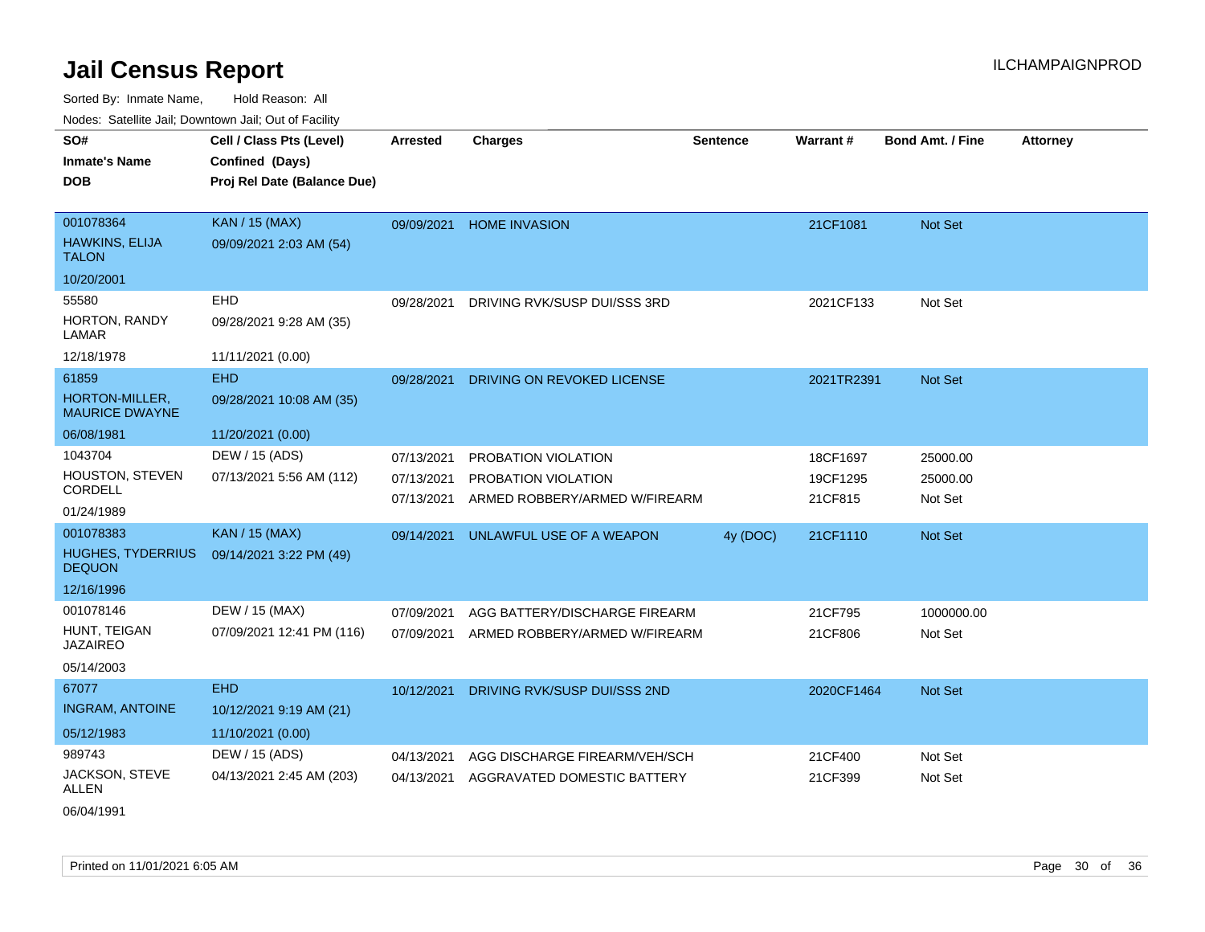# Jail Census Report

ILCHAMPAIGNPROD

Sorted By: Inmate Name, Hold Reason: All

Nodes: Satellite Jail; Downtown Jail; Out of Facility

| SO# / Inmate's Name / DOB | Cell / Class Pts (Level) / Confined (Days) / Proj Rel Date (Balance Due) | Arrested | Charges | Sentence | Warrant # | Bond Amt. / Fine | Attorney |
|---|---|---|---|---|---|---|---|
| 001078364<br>HAWKINS, ELIJA TALON<br>10/20/2001 | KAN / 15 (MAX)<br>09/09/2021 2:03 AM (54) | 09/09/2021 | HOME INVASION | | 21CF1081 | Not Set | |
| 55580<br>HORTON, RANDY LAMAR<br>12/18/1978 | EHD<br>09/28/2021 9:28 AM (35)<br>11/11/2021 (0.00) | 09/28/2021 | DRIVING RVK/SUSP DUI/SSS 3RD | | 2021CF133 | Not Set | |
| 61859<br>HORTON-MILLER, MAURICE DWAYNE<br>06/08/1981 | EHD<br>09/28/2021 10:08 AM (35)<br>11/20/2021 (0.00) | 09/28/2021 | DRIVING ON REVOKED LICENSE | | 2021TR2391 | Not Set | |
| 1043704<br>HOUSTON, STEVEN CORDELL<br>01/24/1989 | DEW / 15 (ADS)<br>07/13/2021 5:56 AM (112) | 07/13/2021 | PROBATION VIOLATION | | 18CF1697 | 25000.00 | |
| | | 07/13/2021 | PROBATION VIOLATION | | 19CF1295 | 25000.00 | |
| | | 07/13/2021 | ARMED ROBBERY/ARMED W/FIREARM | | 21CF815 | Not Set | |
| 001078383<br>HUGHES, TYDERRIUS DEQUON<br>12/16/1996 | KAN / 15 (MAX)<br>09/14/2021 3:22 PM (49) | 09/14/2021 | UNLAWFUL USE OF A WEAPON | 4y (DOC) | 21CF1110 | Not Set | |
| 001078146<br>HUNT, TEIGAN JAZAIREO<br>05/14/2003 | DEW / 15 (MAX)<br>07/09/2021 12:41 PM (116) | 07/09/2021 | AGG BATTERY/DISCHARGE FIREARM | | 21CF795 | 1000000.00 | |
| | | 07/09/2021 | ARMED ROBBERY/ARMED W/FIREARM | | 21CF806 | Not Set | |
| 67077<br>INGRAM, ANTOINE<br>05/12/1983 | EHD<br>10/12/2021 9:19 AM (21)<br>11/10/2021 (0.00) | 10/12/2021 | DRIVING RVK/SUSP DUI/SSS 2ND | | 2020CF1464 | Not Set | |
| 989743<br>JACKSON, STEVE ALLEN<br>06/04/1991 | DEW / 15 (ADS)<br>04/13/2021 2:45 AM (203) | 04/13/2021 | AGG DISCHARGE FIREARM/VEH/SCH | | 21CF400 | Not Set | |
| | | 04/13/2021 | AGGRAVATED DOMESTIC BATTERY | | 21CF399 | Not Set | |

Printed on 11/01/2021 6:05 AM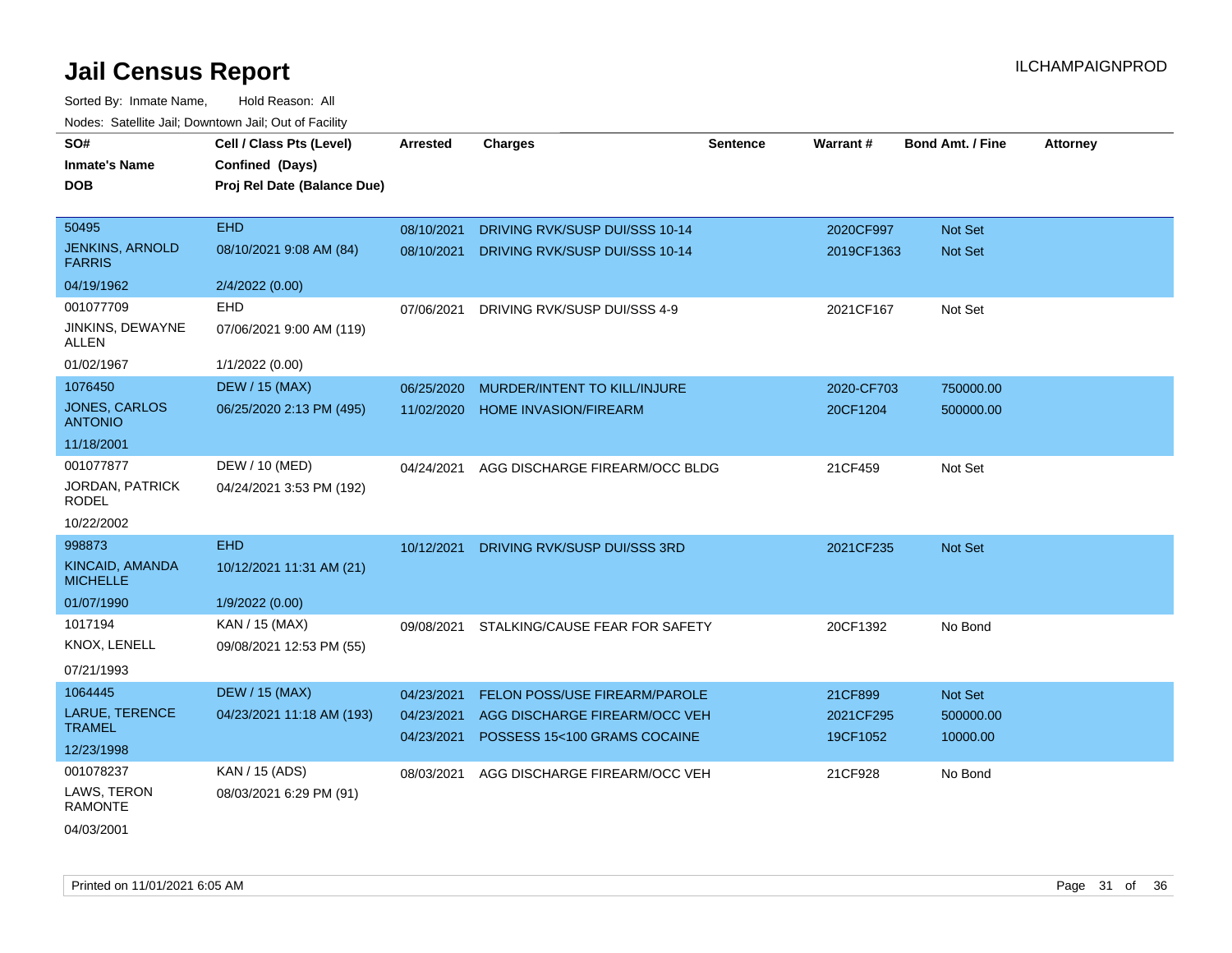# Jail Census Report

Sorted By: Inmate Name, Hold Reason: All

Nodes: Satellite Jail; Downtown Jail; Out of Facility

| SO# / Inmate's Name / DOB | Cell / Class Pts (Level) / Confined (Days) / Proj Rel Date (Balance Due) | Arrested | Charges | Sentence | Warrant # | Bond Amt. / Fine | Attorney |
|---|---|---|---|---|---|---|---|
| 50495<br>JENKINS, ARNOLD FARRIS<br>04/19/1962 | EHD<br>08/10/2021 9:08 AM (84)<br>2/4/2022 (0.00) | 08/10/2021<br>08/10/2021 | DRIVING RVK/SUSP DUI/SSS 10-14<br>DRIVING RVK/SUSP DUI/SSS 10-14 | | 2020CF997<br>2019CF1363 | Not Set<br>Not Set | |
| 001077709<br>JINKINS, DEWAYNE ALLEN<br>01/02/1967 | EHD<br>07/06/2021 9:00 AM (119)<br>1/1/2022 (0.00) | 07/06/2021 | DRIVING RVK/SUSP DUI/SSS 4-9 | | 2021CF167 | Not Set | |
| 1076450<br>JONES, CARLOS ANTONIO<br>11/18/2001 | DEW / 15 (MAX)<br>06/25/2020 2:13 PM (495) | 06/25/2020<br>11/02/2020 | MURDER/INTENT TO KILL/INJURE<br>HOME INVASION/FIREARM | | 2020-CF703<br>20CF1204 | 750000.00<br>500000.00 | |
| 001077877<br>JORDAN, PATRICK RODEL<br>10/22/2002 | DEW / 10 (MED)<br>04/24/2021 3:53 PM (192) | 04/24/2021 | AGG DISCHARGE FIREARM/OCC BLDG | | 21CF459 | Not Set | |
| 998873<br>KINCAID, AMANDA MICHELLE<br>01/07/1990 | EHD<br>10/12/2021 11:31 AM (21)<br>1/9/2022 (0.00) | 10/12/2021 | DRIVING RVK/SUSP DUI/SSS 3RD | | 2021CF235 | Not Set | |
| 1017194<br>KNOX, LENELL<br>07/21/1993 | KAN / 15 (MAX)<br>09/08/2021 12:53 PM (55) | 09/08/2021 | STALKING/CAUSE FEAR FOR SAFETY | | 20CF1392 | No Bond | |
| 1064445<br>LARUE, TERENCE TRAMEL<br>12/23/1998 | DEW / 15 (MAX)<br>04/23/2021 11:18 AM (193) | 04/23/2021<br>04/23/2021<br>04/23/2021 | FELON POSS/USE FIREARM/PAROLE<br>AGG DISCHARGE FIREARM/OCC VEH<br>POSSESS 15<100 GRAMS COCAINE | | 21CF899<br>2021CF295<br>19CF1052 | Not Set<br>500000.00<br>10000.00 | |
| 001078237<br>LAWS, TERON RAMONTE<br>04/03/2001 | KAN / 15 (ADS)<br>08/03/2021 6:29 PM (91) | 08/03/2021 | AGG DISCHARGE FIREARM/OCC VEH | | 21CF928 | No Bond | |

Printed on 11/01/2021 6:05 AM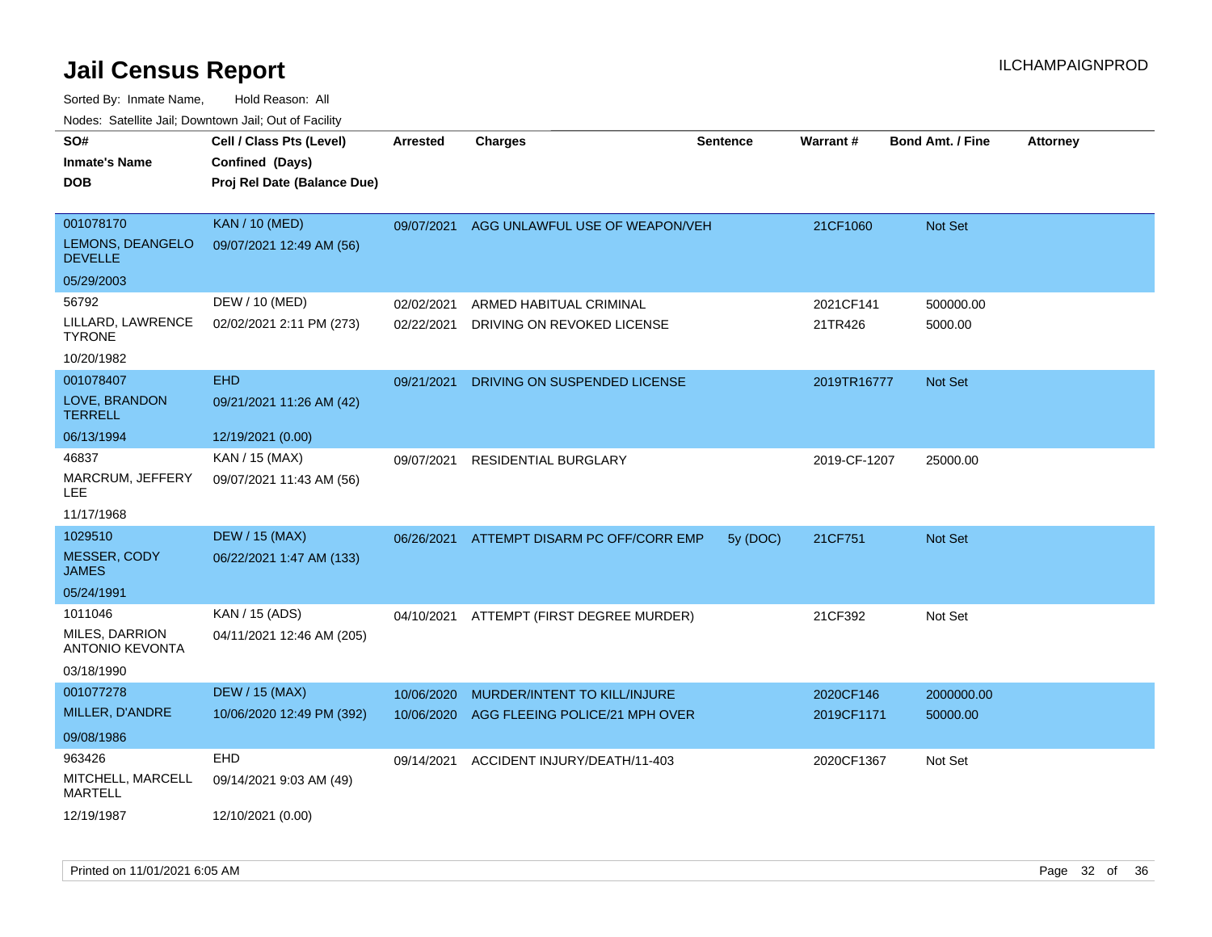# Jail Census Report

Sorted By: Inmate Name, Hold Reason: All

Nodes: Satellite Jail; Downtown Jail; Out of Facility

| SO# / Inmate's Name / DOB | Cell / Class Pts (Level) / Confined (Days) / Proj Rel Date (Balance Due) | Arrested | Charges | Sentence | Warrant # | Bond Amt. / Fine | Attorney |
|---|---|---|---|---|---|---|---|
| 001078170<br>LEMONS, DEANGELO DEVELLE<br>05/29/2003 | KAN / 10 (MED)<br>09/07/2021 12:49 AM (56) | 09/07/2021 | AGG UNLAWFUL USE OF WEAPON/VEH | | 21CF1060 | Not Set | |
| 56792<br>LILLARD, LAWRENCE TYRONE<br>10/20/1982 | DEW / 10 (MED)<br>02/02/2021 2:11 PM (273) | 02/02/2021<br>02/22/2021 | ARMED HABITUAL CRIMINAL<br>DRIVING ON REVOKED LICENSE | | 2021CF141<br>21TR426 | 500000.00<br>5000.00 | |
| 001078407<br>LOVE, BRANDON TERRELL<br>06/13/1994 | EHD<br>09/21/2021 11:26 AM (42)<br>12/19/2021 (0.00) | 09/21/2021 | DRIVING ON SUSPENDED LICENSE | | 2019TR16777 | Not Set | |
| 46837<br>MARCRUM, JEFFERY LEE<br>11/17/1968 | KAN / 15 (MAX)<br>09/07/2021 11:43 AM (56) | 09/07/2021 | RESIDENTIAL BURGLARY | | 2019-CF-1207 | 25000.00 | |
| 1029510<br>MESSER, CODY JAMES<br>05/24/1991 | DEW / 15 (MAX)<br>06/22/2021 1:47 AM (133) | 06/26/2021 | ATTEMPT DISARM PC OFF/CORR EMP | 5y (DOC) | 21CF751 | Not Set | |
| 1011046<br>MILES, DARRION ANTONIO KEVONTA<br>03/18/1990 | KAN / 15 (ADS)<br>04/11/2021 12:46 AM (205) | 04/10/2021 | ATTEMPT (FIRST DEGREE MURDER) | | 21CF392 | Not Set | |
| 001077278<br>MILLER, D'ANDRE<br>09/08/1986 | DEW / 15 (MAX)<br>10/06/2020 12:49 PM (392) | 10/06/2020<br>10/06/2020 | MURDER/INTENT TO KILL/INJURE<br>AGG FLEEING POLICE/21 MPH OVER | | 2020CF146<br>2019CF1171 | 2000000.00<br>50000.00 | |
| 963426<br>MITCHELL, MARCELL MARTELL<br>12/19/1987 | EHD<br>09/14/2021 9:03 AM (49)<br>12/10/2021 (0.00) | 09/14/2021 | ACCIDENT INJURY/DEATH/11-403 | | 2020CF1367 | Not Set | |

Printed on 11/01/2021 6:05 AM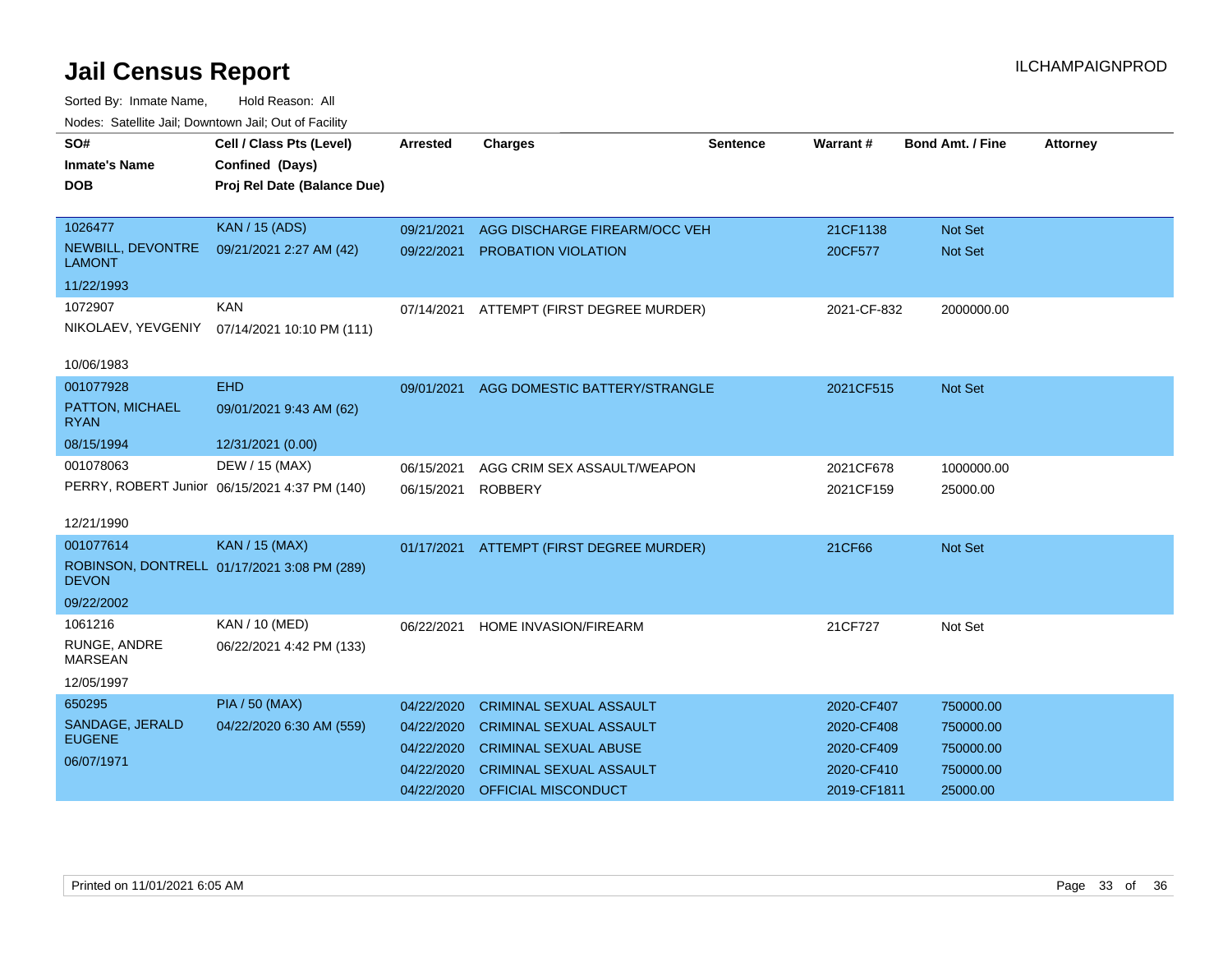# Jail Census Report

Sorted By: Inmate Name, Hold Reason: All

Nodes: Satellite Jail; Downtown Jail; Out of Facility

| SO# / Inmate's Name / DOB | Cell / Class Pts (Level) / Confined (Days) / Proj Rel Date (Balance Due) | Arrested | Charges | Sentence | Warrant # | Bond Amt. / Fine | Attorney |
|---|---|---|---|---|---|---|---|
| 1026477<br>NEWBILL, DEVONTRE LAMONT<br>11/22/1993 | KAN / 15 (ADS)<br>09/21/2021 2:27 AM (42) | 09/21/2021<br>09/22/2021 | AGG DISCHARGE FIREARM/OCC VEH<br>PROBATION VIOLATION | | 21CF1138<br>20CF577 | Not Set<br>Not Set | |
| 1072907<br>NIKOLAEV, YEVGENIY<br>10/06/1983 | KAN<br>07/14/2021 10:10 PM (111) | 07/14/2021 | ATTEMPT (FIRST DEGREE MURDER) | | 2021-CF-832 | 2000000.00 | |
| 001077928<br>PATTON, MICHAEL RYAN<br>08/15/1994 | EHD<br>09/01/2021 9:43 AM (62)<br>12/31/2021 (0.00) | 09/01/2021 | AGG DOMESTIC BATTERY/STRANGLE | | 2021CF515 | Not Set | |
| 001078063<br>PERRY, ROBERT Junior<br>12/21/1990 | DEW / 15 (MAX)<br>06/15/2021 4:37 PM (140) | 06/15/2021<br>06/15/2021 | AGG CRIM SEX ASSAULT/WEAPON<br>ROBBERY | | 2021CF678<br>2021CF159 | 1000000.00<br>25000.00 | |
| 001077614<br>ROBINSON, DONTRELL DEVON<br>09/22/2002 | KAN / 15 (MAX)<br>01/17/2021 3:08 PM (289) | 01/17/2021 | ATTEMPT (FIRST DEGREE MURDER) | | 21CF66 | Not Set | |
| 1061216<br>RUNGE, ANDRE MARSEAN<br>12/05/1997 | KAN / 10 (MED)<br>06/22/2021 4:42 PM (133) | 06/22/2021 | HOME INVASION/FIREARM | | 21CF727 | Not Set | |
| 650295<br>SANDAGE, JERALD EUGENE<br>06/07/1971 | PIA / 50 (MAX)<br>04/22/2020 6:30 AM (559) | 04/22/2020<br>04/22/2020<br>04/22/2020<br>04/22/2020<br>04/22/2020 | CRIMINAL SEXUAL ASSAULT<br>CRIMINAL SEXUAL ASSAULT<br>CRIMINAL SEXUAL ABUSE<br>CRIMINAL SEXUAL ASSAULT<br>OFFICIAL MISCONDUCT | | 2020-CF407<br>2020-CF408<br>2020-CF409<br>2020-CF410<br>2019-CF1811 | 750000.00<br>750000.00<br>750000.00<br>750000.00<br>25000.00 | |

Printed on 11/01/2021 6:05 AM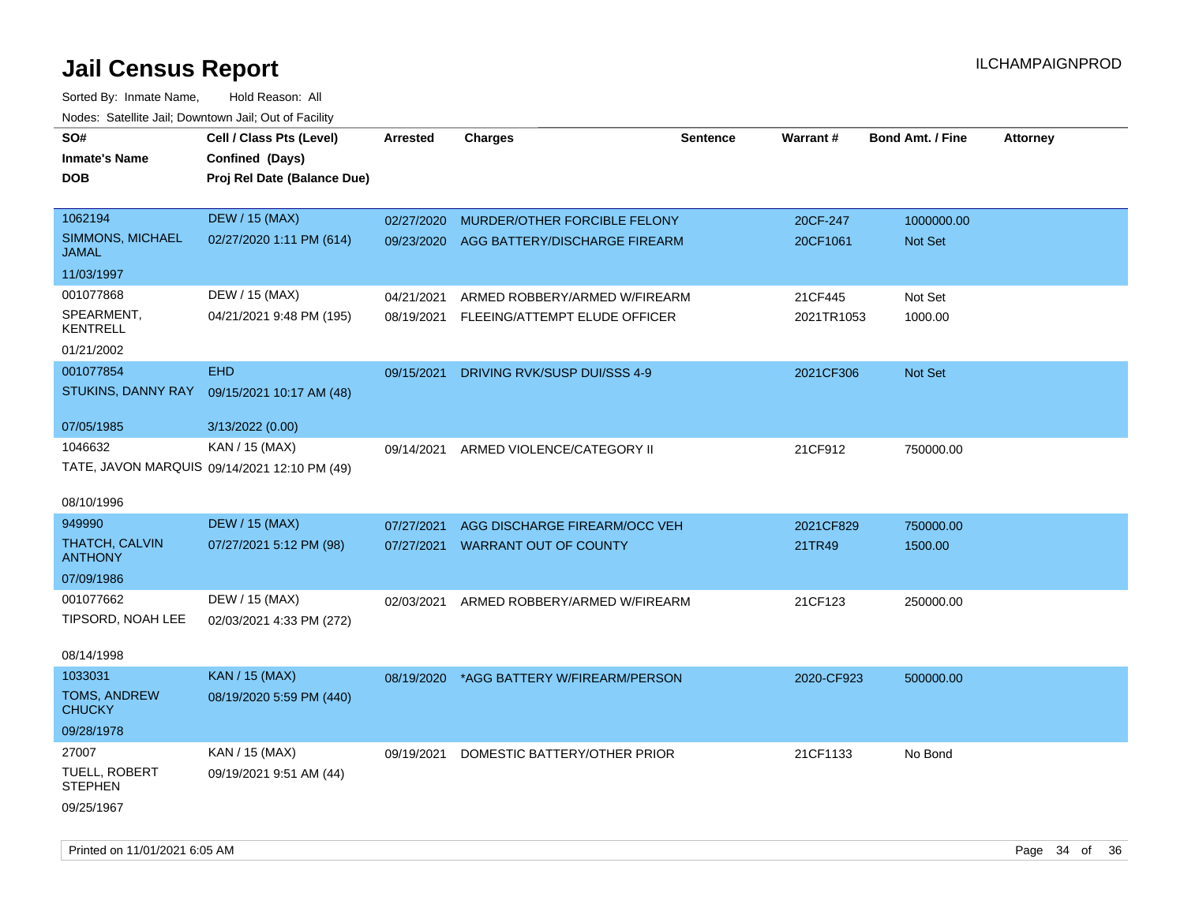# Jail Census Report

ILCHAMPAIGNPROD

Sorted By: Inmate Name, Hold Reason: All

Nodes: Satellite Jail; Downtown Jail; Out of Facility

| SO# / Inmate's Name / DOB | Cell / Class Pts (Level) / Confined (Days) / Proj Rel Date (Balance Due) | Arrested | Charges | Sentence | Warrant # | Bond Amt. / Fine | Attorney |
|---|---|---|---|---|---|---|---|
| 1062194 | DEW / 15 (MAX) | 02/27/2020 | MURDER/OTHER FORCIBLE FELONY | | 20CF-247 | 1000000.00 | |
| SIMMONS, MICHAEL JAMAL | 02/27/2020 1:11 PM (614) | 09/23/2020 | AGG BATTERY/DISCHARGE FIREARM | | 20CF1061 | Not Set | |
| 11/03/1997 | | | | | | | |
| 001077868 | DEW / 15 (MAX) | 04/21/2021 | ARMED ROBBERY/ARMED W/FIREARM | | 21CF445 | Not Set | |
| SPEARMENT, KENTRELL | 04/21/2021 9:48 PM (195) | 08/19/2021 | FLEEING/ATTEMPT ELUDE OFFICER | | 2021TR1053 | 1000.00 | |
| 01/21/2002 | | | | | | | |
| 001077854 | EHD | 09/15/2021 | DRIVING RVK/SUSP DUI/SSS 4-9 | | 2021CF306 | Not Set | |
| STUKINS, DANNY RAY | 09/15/2021 10:17 AM (48) | | | | | | |
| 07/05/1985 | 3/13/2022 (0.00) | | | | | | |
| 1046632 | KAN / 15 (MAX) | 09/14/2021 | ARMED VIOLENCE/CATEGORY II | | 21CF912 | 750000.00 | |
| TATE, JAVON MARQUIS | 09/14/2021 12:10 PM (49) | | | | | | |
| 08/10/1996 | | | | | | | |
| 949990 | DEW / 15 (MAX) | 07/27/2021 | AGG DISCHARGE FIREARM/OCC VEH | | 2021CF829 | 750000.00 | |
| THATCH, CALVIN ANTHONY | 07/27/2021 5:12 PM (98) | 07/27/2021 | WARRANT OUT OF COUNTY | | 21TR49 | 1500.00 | |
| 07/09/1986 | | | | | | | |
| 001077662 | DEW / 15 (MAX) | 02/03/2021 | ARMED ROBBERY/ARMED W/FIREARM | | 21CF123 | 250000.00 | |
| TIPSORD, NOAH LEE | 02/03/2021 4:33 PM (272) | | | | | | |
| 08/14/1998 | | | | | | | |
| 1033031 | KAN / 15 (MAX) | 08/19/2020 | *AGG BATTERY W/FIREARM/PERSON | | 2020-CF923 | 500000.00 | |
| TOMS, ANDREW CHUCKY | 08/19/2020 5:59 PM (440) | | | | | | |
| 09/28/1978 | | | | | | | |
| 27007 | KAN / 15 (MAX) | 09/19/2021 | DOMESTIC BATTERY/OTHER PRIOR | | 21CF1133 | No Bond | |
| TUELL, ROBERT STEPHEN | 09/19/2021 9:51 AM (44) | | | | | | |
| 09/25/1967 | | | | | | | |

Printed on 11/01/2021 6:05 AM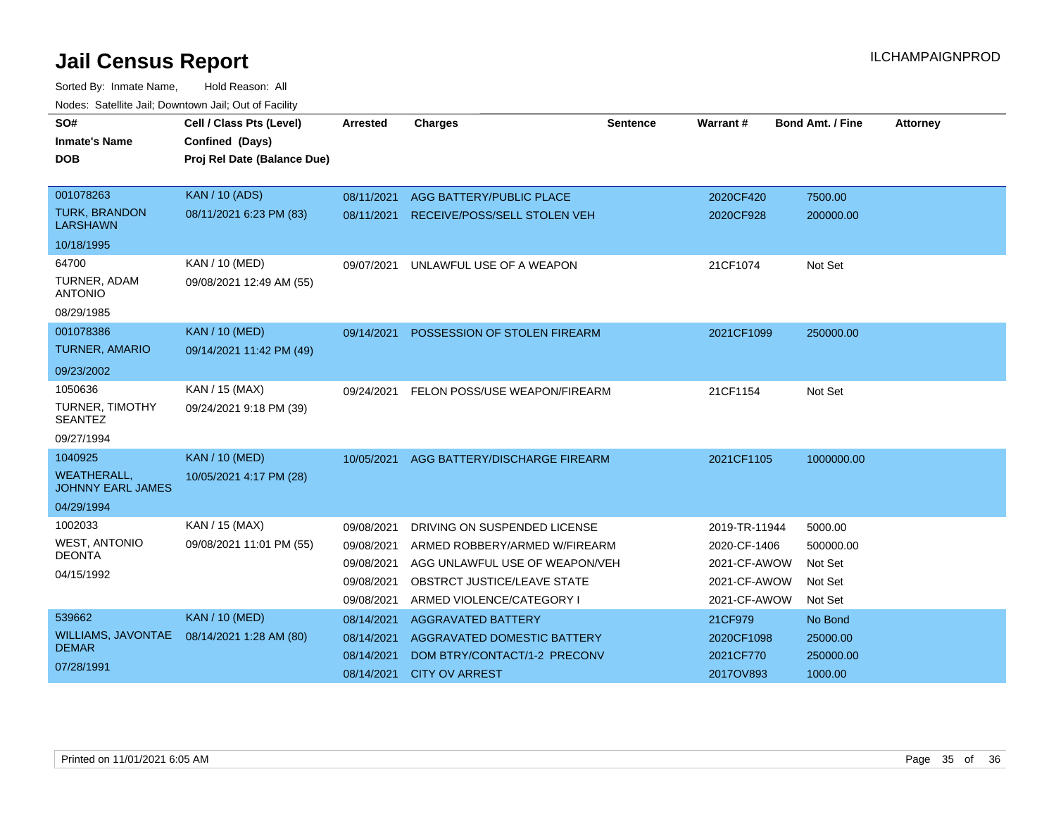# Jail Census Report

ILCHAMPAIGNPROD

Sorted By: Inmate Name, Hold Reason: All

Nodes: Satellite Jail; Downtown Jail; Out of Facility

| SO# / Inmate's Name / DOB | Cell / Class Pts (Level) / Confined (Days) / Proj Rel Date (Balance Due) | Arrested | Charges | Sentence | Warrant # | Bond Amt. / Fine | Attorney |
|---|---|---|---|---|---|---|---|
| 001078263<br>TURK, BRANDON LARSHAWN<br>10/18/1995 | KAN / 10 (ADS)<br>08/11/2021 6:23 PM (83) | 08/11/2021 | AGG BATTERY/PUBLIC PLACE | | 2020CF420 | 7500.00 | |
| | | 08/11/2021 | RECEIVE/POSS/SELL STOLEN VEH | | 2020CF928 | 200000.00 | |
| 64700<br>TURNER, ADAM ANTONIO<br>08/29/1985 | KAN / 10 (MED)<br>09/08/2021 12:49 AM (55) | 09/07/2021 | UNLAWFUL USE OF A WEAPON | | 21CF1074 | Not Set | |
| 001078386<br>TURNER, AMARIO<br>09/23/2002 | KAN / 10 (MED)<br>09/14/2021 11:42 PM (49) | 09/14/2021 | POSSESSION OF STOLEN FIREARM | | 2021CF1099 | 250000.00 | |
| 1050636<br>TURNER, TIMOTHY SEANTEZ<br>09/27/1994 | KAN / 15 (MAX)<br>09/24/2021 9:18 PM (39) | 09/24/2021 | FELON POSS/USE WEAPON/FIREARM | | 21CF1154 | Not Set | |
| 1040925<br>WEATHERALL, JOHNNY EARL JAMES<br>04/29/1994 | KAN / 10 (MED)<br>10/05/2021 4:17 PM (28) | 10/05/2021 | AGG BATTERY/DISCHARGE FIREARM | | 2021CF1105 | 1000000.00 | |
| 1002033<br>WEST, ANTONIO DEONTA<br>04/15/1992 | KAN / 15 (MAX)<br>09/08/2021 11:01 PM (55) | 09/08/2021 | DRIVING ON SUSPENDED LICENSE | | 2019-TR-11944 | 5000.00 | |
| | | 09/08/2021 | ARMED ROBBERY/ARMED W/FIREARM | | 2020-CF-1406 | 500000.00 | |
| | | 09/08/2021 | AGG UNLAWFUL USE OF WEAPON/VEH | | 2021-CF-AWOW | Not Set | |
| | | 09/08/2021 | OBSTRCT JUSTICE/LEAVE STATE | | 2021-CF-AWOW | Not Set | |
| | | 09/08/2021 | ARMED VIOLENCE/CATEGORY I | | 2021-CF-AWOW | Not Set | |
| 539662<br>WILLIAMS, JAVONTAE DEMAR<br>07/28/1991 | KAN / 10 (MED)<br>08/14/2021 1:28 AM (80) | 08/14/2021 | AGGRAVATED BATTERY | | 21CF979 | No Bond | |
| | | 08/14/2021 | AGGRAVATED DOMESTIC BATTERY | | 2020CF1098 | 25000.00 | |
| | | 08/14/2021 | DOM BTRY/CONTACT/1-2 PRECONV | | 2021CF770 | 250000.00 | |
| | | 08/14/2021 | CITY OV ARREST | | 2017OV893 | 1000.00 | |

Printed on 11/01/2021 6:05 AM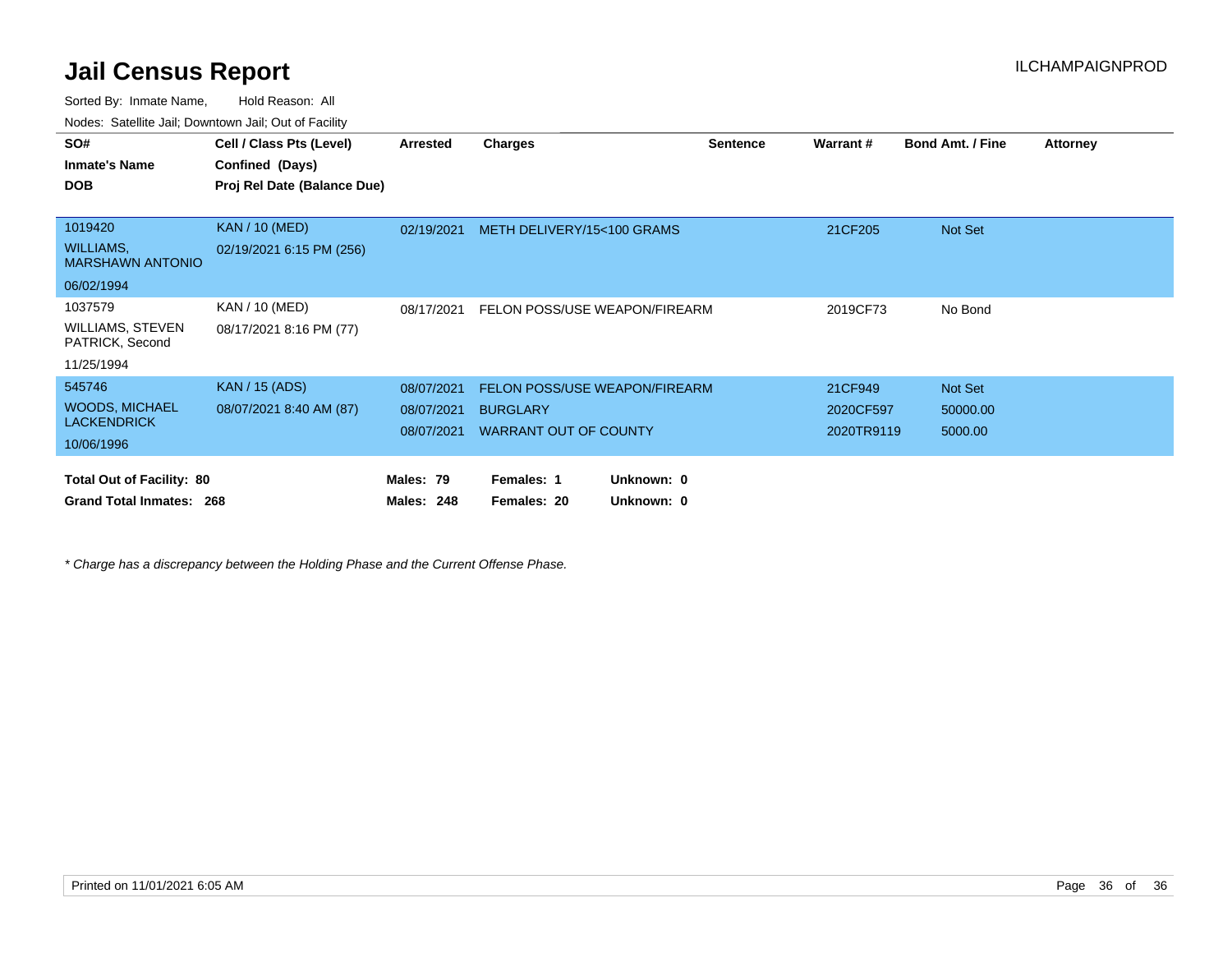# Jail Census Report

ILCHAMPAIGNPROD

Sorted By: Inmate Name, Hold Reason: All

Nodes: Satellite Jail; Downtown Jail; Out of Facility

| SO# / Inmate's Name / DOB | Cell / Class Pts (Level) / Confined (Days) / Proj Rel Date (Balance Due) | Arrested | Charges | Sentence | Warrant # | Bond Amt. / Fine | Attorney |
|---|---|---|---|---|---|---|---|
| 1019420 WILLIAMS, MARSHAWN ANTONIO 06/02/1994 | KAN / 10 (MED) 02/19/2021 6:15 PM (256) | 02/19/2021 | METH DELIVERY/15<100 GRAMS | | 21CF205 | Not Set | |
| 1037579 WILLIAMS, STEVEN PATRICK, Second 11/25/1994 | KAN / 10 (MED) 08/17/2021 8:16 PM (77) | 08/17/2021 | FELON POSS/USE WEAPON/FIREARM | | 2019CF73 | No Bond | |
| 545746 WOODS, MICHAEL LACKENDRICK 10/06/1996 | KAN / 15 (ADS) 08/07/2021 8:40 AM (87) | 08/07/2021 | FELON POSS/USE WEAPON/FIREARM | | 21CF949 | Not Set | |
| | | 08/07/2021 | BURGLARY | | 2020CF597 | 50000.00 | |
| | | 08/07/2021 | WARRANT OUT OF COUNTY | | 2020TR9119 | 5000.00 | |

**Total Out of Facility: 80** **Males: 79** **Females: 1** **Unknown: 0**

**Grand Total Inmates: 268** **Males: 248** **Females: 20** **Unknown: 0**

*\* Charge has a discrepancy between the Holding Phase and the Current Offense Phase.*

Printed on 11/01/2021 6:05 AM